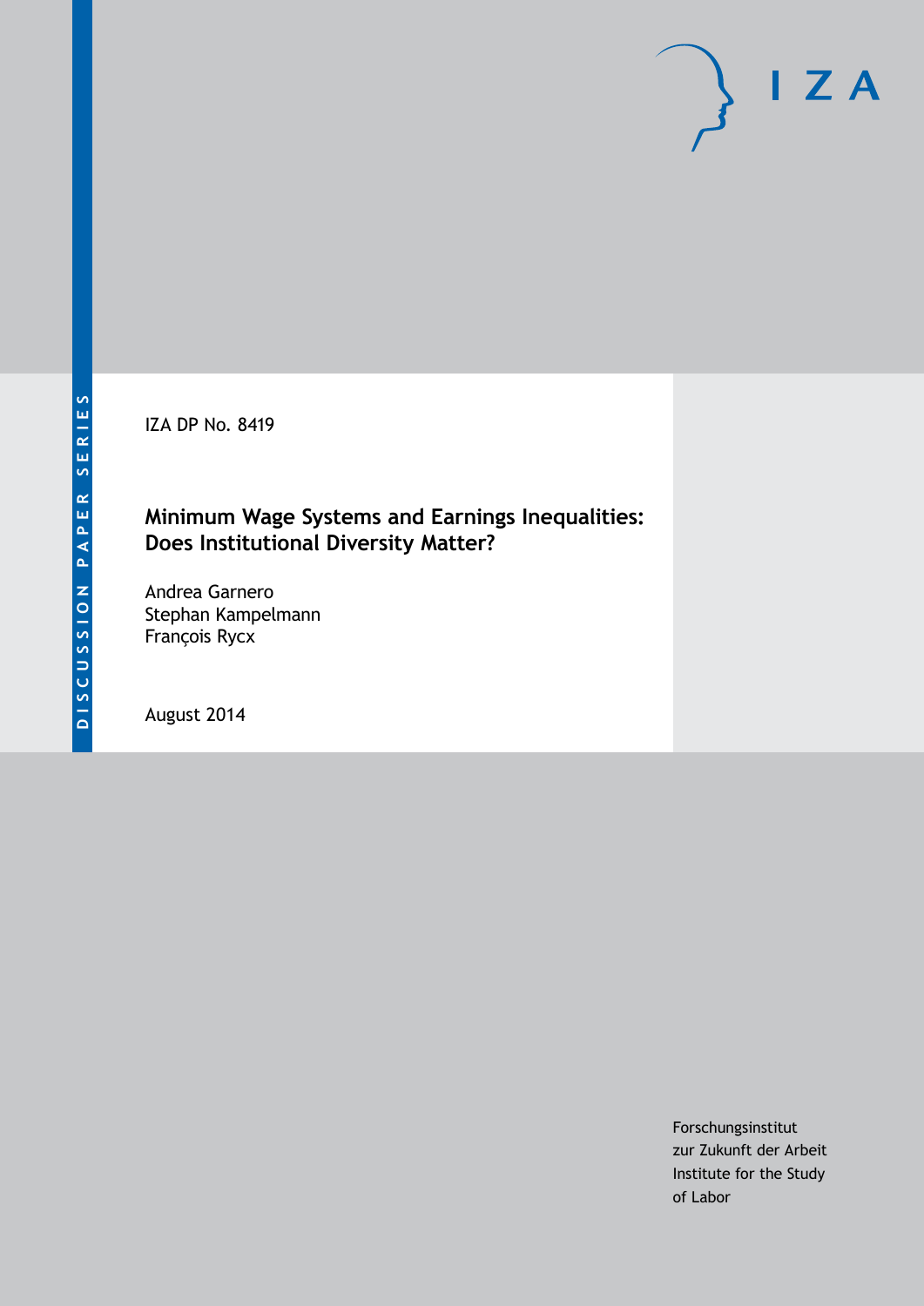DISCUSSION PAPER SERIES

IZA DP No. 8419

# Minimum Wage Systems and Earnings Inequalities: Does Institutional Diversity Matter?

Andrea Garnero
Stephan Kampelmann
François Rycx

August 2014

Forschungsinstitut
zur Zukunft der Arbeit
Institute for the Study
of Labor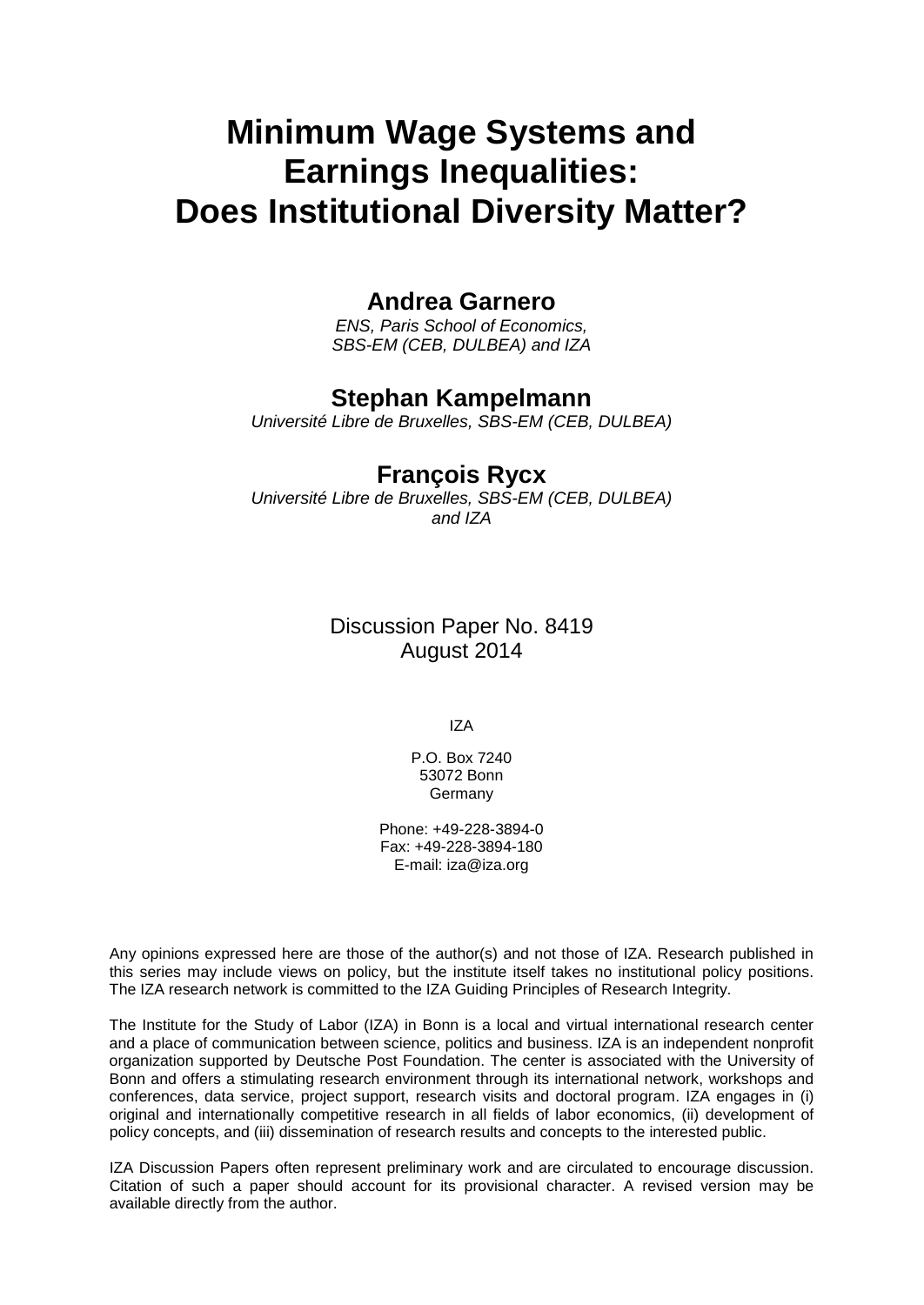# Minimum Wage Systems and Earnings Inequalities: Does Institutional Diversity Matter?

**Andrea Garnero**

*ENS, Paris School of Economics, SBS-EM (CEB, DULBEA) and IZA*

**Stephan Kampelmann**

*Université Libre de Bruxelles, SBS-EM (CEB, DULBEA)*

**François Rycx**

*Université Libre de Bruxelles, SBS-EM (CEB, DULBEA) and IZA*

Discussion Paper No. 8419
August 2014

IZA

P.O. Box 7240
53072 Bonn
Germany

Phone: +49-228-3894-0
Fax: +49-228-3894-180
E-mail: iza@iza.org

Any opinions expressed here are those of the author(s) and not those of IZA. Research published in this series may include views on policy, but the institute itself takes no institutional policy positions. The IZA research network is committed to the IZA Guiding Principles of Research Integrity.

The Institute for the Study of Labor (IZA) in Bonn is a local and virtual international research center and a place of communication between science, politics and business. IZA is an independent nonprofit organization supported by Deutsche Post Foundation. The center is associated with the University of Bonn and offers a stimulating research environment through its international network, workshops and conferences, data service, project support, research visits and doctoral program. IZA engages in (i) original and internationally competitive research in all fields of labor economics, (ii) development of policy concepts, and (iii) dissemination of research results and concepts to the interested public.

IZA Discussion Papers often represent preliminary work and are circulated to encourage discussion. Citation of such a paper should account for its provisional character. A revised version may be available directly from the author.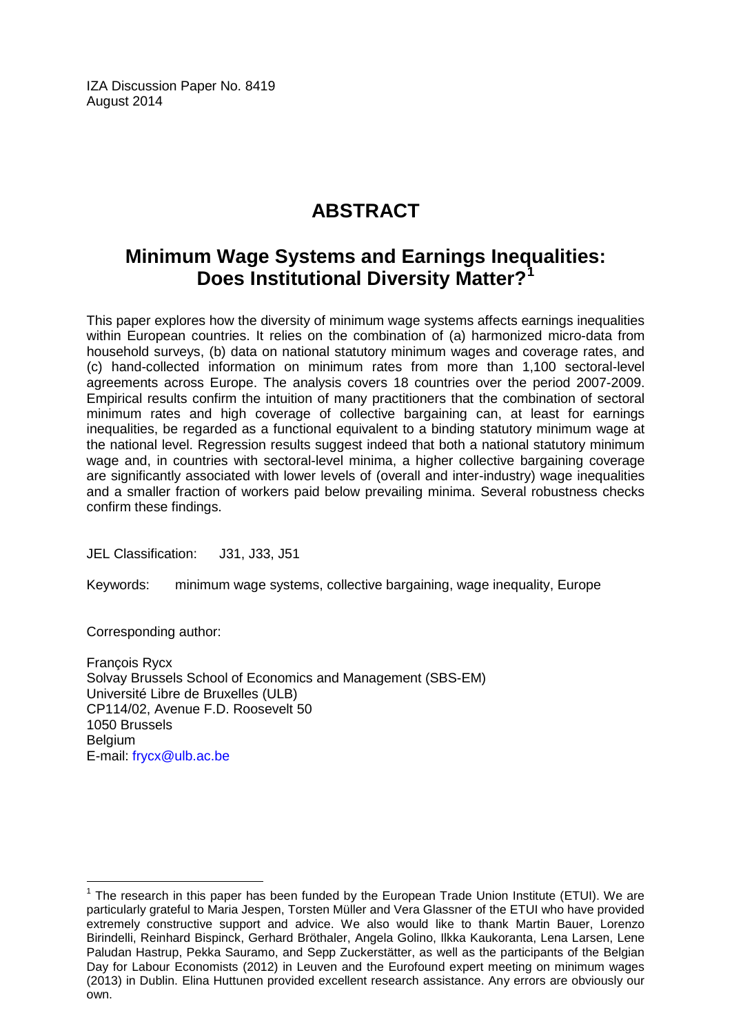IZA Discussion Paper No. 8419
August 2014

# ABSTRACT

## Minimum Wage Systems and Earnings Inequalities: Does Institutional Diversity Matter?[1]

This paper explores how the diversity of minimum wage systems affects earnings inequalities within European countries. It relies on the combination of (a) harmonized micro-data from household surveys, (b) data on national statutory minimum wages and coverage rates, and (c) hand-collected information on minimum rates from more than 1,100 sectoral-level agreements across Europe. The analysis covers 18 countries over the period 2007-2009. Empirical results confirm the intuition of many practitioners that the combination of sectoral minimum rates and high coverage of collective bargaining can, at least for earnings inequalities, be regarded as a functional equivalent to a binding statutory minimum wage at the national level. Regression results suggest indeed that both a national statutory minimum wage and, in countries with sectoral-level minima, a higher collective bargaining coverage are significantly associated with lower levels of (overall and inter-industry) wage inequalities and a smaller fraction of workers paid below prevailing minima. Several robustness checks confirm these findings.

JEL Classification: J31, J33, J51

Keywords: minimum wage systems, collective bargaining, wage inequality, Europe

Corresponding author:

François Rycx
Solvay Brussels School of Economics and Management (SBS-EM)
Université Libre de Bruxelles (ULB)
CP114/02, Avenue F.D. Roosevelt 50
1050 Brussels
Belgium
E-mail: frycx@ulb.ac.be

---

[1] The research in this paper has been funded by the European Trade Union Institute (ETUI). We are particularly grateful to Maria Jespen, Torsten Müller and Vera Glassner of the ETUI who have provided extremely constructive support and advice. We also would like to thank Martin Bauer, Lorenzo Birindelli, Reinhard Bispinck, Gerhard Bröthaler, Angela Golino, Ilkka Kaukoranta, Lena Larsen, Lene Paludan Hastrup, Pekka Sauramo, and Sepp Zuckerstätter, as well as the participants of the Belgian Day for Labour Economists (2012) in Leuven and the Eurofound expert meeting on minimum wages (2013) in Dublin. Elina Huttunen provided excellent research assistance. Any errors are obviously our own.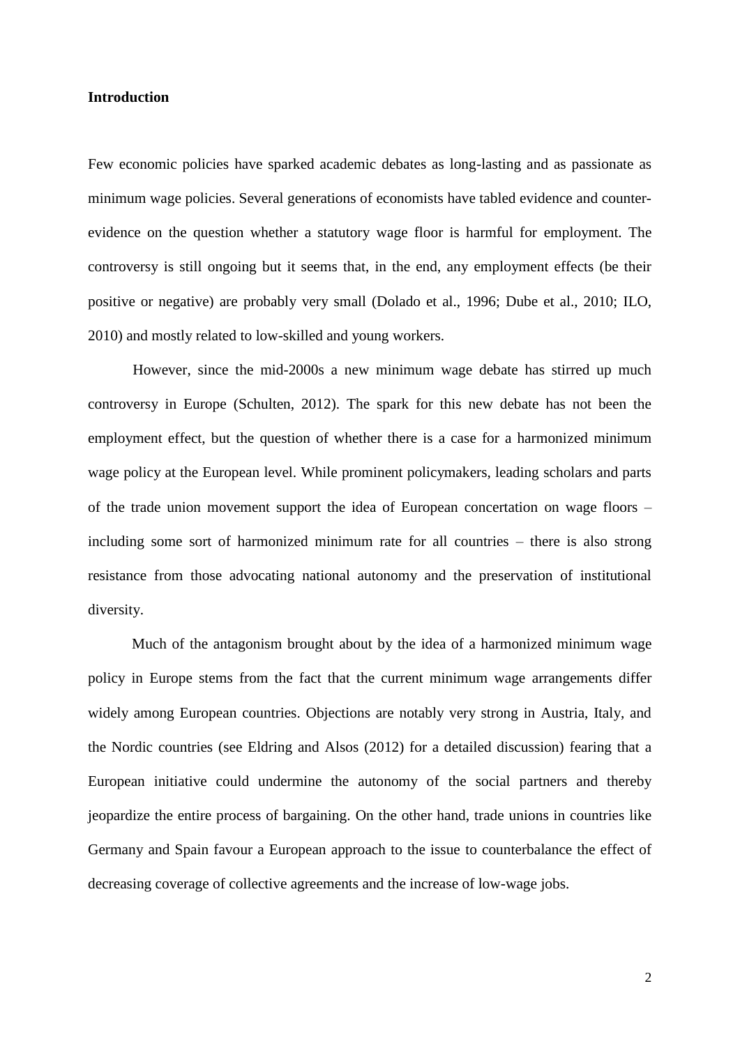**Introduction**

Few economic policies have sparked academic debates as long-lasting and as passionate as minimum wage policies. Several generations of economists have tabled evidence and counter-evidence on the question whether a statutory wage floor is harmful for employment. The controversy is still ongoing but it seems that, in the end, any employment effects (be their positive or negative) are probably very small (Dolado et al., 1996; Dube et al., 2010; ILO, 2010) and mostly related to low-skilled and young workers.

However, since the mid-2000s a new minimum wage debate has stirred up much controversy in Europe (Schulten, 2012). The spark for this new debate has not been the employment effect, but the question of whether there is a case for a harmonized minimum wage policy at the European level. While prominent policymakers, leading scholars and parts of the trade union movement support the idea of European concertation on wage floors – including some sort of harmonized minimum rate for all countries – there is also strong resistance from those advocating national autonomy and the preservation of institutional diversity.

Much of the antagonism brought about by the idea of a harmonized minimum wage policy in Europe stems from the fact that the current minimum wage arrangements differ widely among European countries. Objections are notably very strong in Austria, Italy, and the Nordic countries (see Eldring and Alsos (2012) for a detailed discussion) fearing that a European initiative could undermine the autonomy of the social partners and thereby jeopardize the entire process of bargaining. On the other hand, trade unions in countries like Germany and Spain favour a European approach to the issue to counterbalance the effect of decreasing coverage of collective agreements and the increase of low-wage jobs.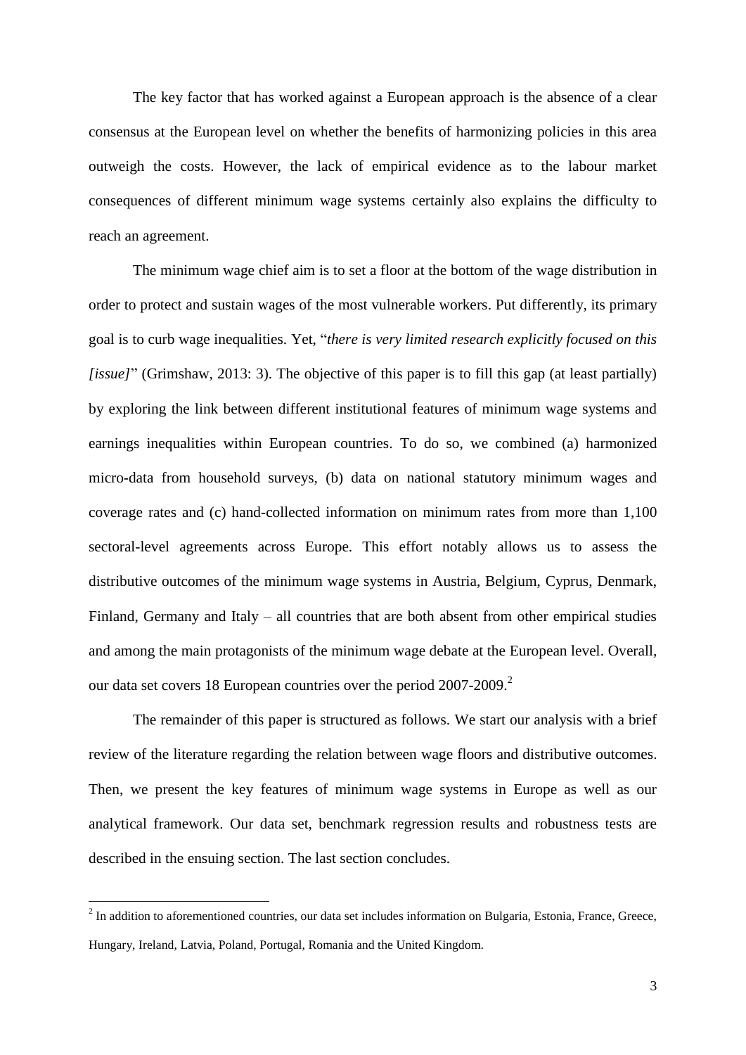The key factor that has worked against a European approach is the absence of a clear consensus at the European level on whether the benefits of harmonizing policies in this area outweigh the costs. However, the lack of empirical evidence as to the labour market consequences of different minimum wage systems certainly also explains the difficulty to reach an agreement.

The minimum wage chief aim is to set a floor at the bottom of the wage distribution in order to protect and sustain wages of the most vulnerable workers. Put differently, its primary goal is to curb wage inequalities. Yet, "*there is very limited research explicitly focused on this [issue]*" (Grimshaw, 2013: 3). The objective of this paper is to fill this gap (at least partially) by exploring the link between different institutional features of minimum wage systems and earnings inequalities within European countries. To do so, we combined (a) harmonized micro-data from household surveys, (b) data on national statutory minimum wages and coverage rates and (c) hand-collected information on minimum rates from more than 1,100 sectoral-level agreements across Europe. This effort notably allows us to assess the distributive outcomes of the minimum wage systems in Austria, Belgium, Cyprus, Denmark, Finland, Germany and Italy – all countries that are both absent from other empirical studies and among the main protagonists of the minimum wage debate at the European level. Overall, our data set covers 18 European countries over the period 2007-2009.[2]

The remainder of this paper is structured as follows. We start our analysis with a brief review of the literature regarding the relation between wage floors and distributive outcomes. Then, we present the key features of minimum wage systems in Europe as well as our analytical framework. Our data set, benchmark regression results and robustness tests are described in the ensuing section. The last section concludes.

[2] In addition to aforementioned countries, our data set includes information on Bulgaria, Estonia, France, Greece, Hungary, Ireland, Latvia, Poland, Portugal, Romania and the United Kingdom.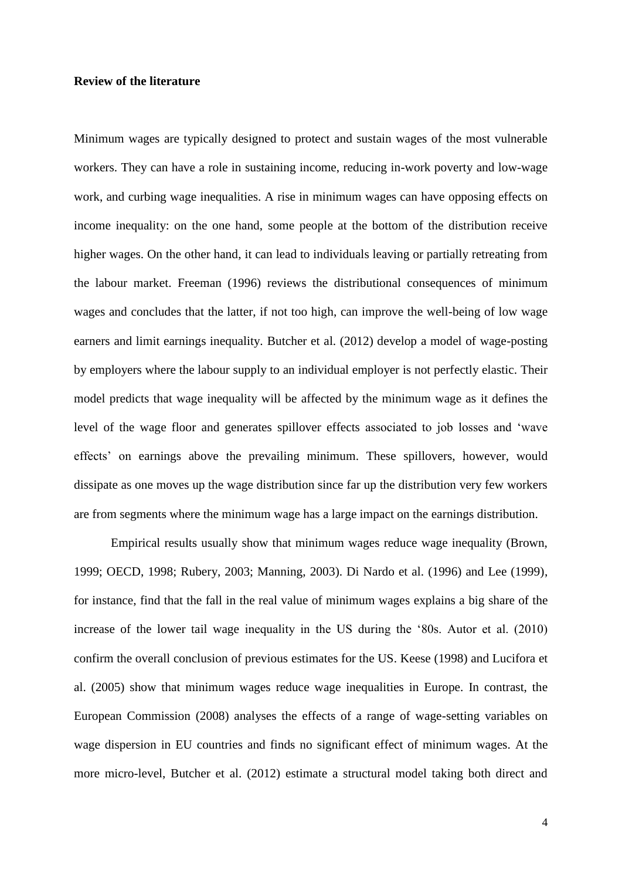**Review of the literature**

Minimum wages are typically designed to protect and sustain wages of the most vulnerable workers. They can have a role in sustaining income, reducing in-work poverty and low-wage work, and curbing wage inequalities. A rise in minimum wages can have opposing effects on income inequality: on the one hand, some people at the bottom of the distribution receive higher wages. On the other hand, it can lead to individuals leaving or partially retreating from the labour market. Freeman (1996) reviews the distributional consequences of minimum wages and concludes that the latter, if not too high, can improve the well-being of low wage earners and limit earnings inequality. Butcher et al. (2012) develop a model of wage-posting by employers where the labour supply to an individual employer is not perfectly elastic. Their model predicts that wage inequality will be affected by the minimum wage as it defines the level of the wage floor and generates spillover effects associated to job losses and 'wave effects' on earnings above the prevailing minimum. These spillovers, however, would dissipate as one moves up the wage distribution since far up the distribution very few workers are from segments where the minimum wage has a large impact on the earnings distribution.

Empirical results usually show that minimum wages reduce wage inequality (Brown, 1999; OECD, 1998; Rubery, 2003; Manning, 2003). Di Nardo et al. (1996) and Lee (1999), for instance, find that the fall in the real value of minimum wages explains a big share of the increase of the lower tail wage inequality in the US during the '80s. Autor et al. (2010) confirm the overall conclusion of previous estimates for the US. Keese (1998) and Lucifora et al. (2005) show that minimum wages reduce wage inequalities in Europe. In contrast, the European Commission (2008) analyses the effects of a range of wage-setting variables on wage dispersion in EU countries and finds no significant effect of minimum wages. At the more micro-level, Butcher et al. (2012) estimate a structural model taking both direct and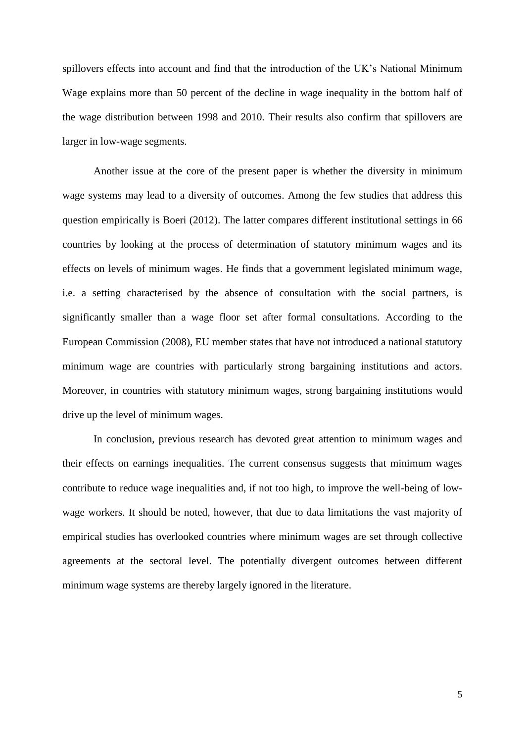spillovers effects into account and find that the introduction of the UK's National Minimum Wage explains more than 50 percent of the decline in wage inequality in the bottom half of the wage distribution between 1998 and 2010. Their results also confirm that spillovers are larger in low-wage segments.

Another issue at the core of the present paper is whether the diversity in minimum wage systems may lead to a diversity of outcomes. Among the few studies that address this question empirically is Boeri (2012). The latter compares different institutional settings in 66 countries by looking at the process of determination of statutory minimum wages and its effects on levels of minimum wages. He finds that a government legislated minimum wage, i.e. a setting characterised by the absence of consultation with the social partners, is significantly smaller than a wage floor set after formal consultations. According to the European Commission (2008), EU member states that have not introduced a national statutory minimum wage are countries with particularly strong bargaining institutions and actors. Moreover, in countries with statutory minimum wages, strong bargaining institutions would drive up the level of minimum wages.

In conclusion, previous research has devoted great attention to minimum wages and their effects on earnings inequalities. The current consensus suggests that minimum wages contribute to reduce wage inequalities and, if not too high, to improve the well-being of low-wage workers. It should be noted, however, that due to data limitations the vast majority of empirical studies has overlooked countries where minimum wages are set through collective agreements at the sectoral level. The potentially divergent outcomes between different minimum wage systems are thereby largely ignored in the literature.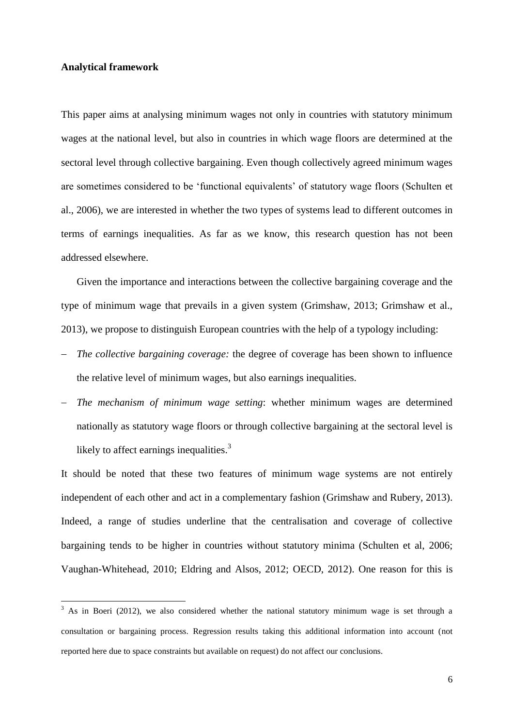**Analytical framework**

This paper aims at analysing minimum wages not only in countries with statutory minimum wages at the national level, but also in countries in which wage floors are determined at the sectoral level through collective bargaining. Even though collectively agreed minimum wages are sometimes considered to be 'functional equivalents' of statutory wage floors (Schulten et al., 2006), we are interested in whether the two types of systems lead to different outcomes in terms of earnings inequalities. As far as we know, this research question has not been addressed elsewhere.

Given the importance and interactions between the collective bargaining coverage and the type of minimum wage that prevails in a given system (Grimshaw, 2013; Grimshaw et al., 2013), we propose to distinguish European countries with the help of a typology including:

- *The collective bargaining coverage:* the degree of coverage has been shown to influence the relative level of minimum wages, but also earnings inequalities.
- *The mechanism of minimum wage setting*: whether minimum wages are determined nationally as statutory wage floors or through collective bargaining at the sectoral level is likely to affect earnings inequalities.[3]

It should be noted that these two features of minimum wage systems are not entirely independent of each other and act in a complementary fashion (Grimshaw and Rubery, 2013). Indeed, a range of studies underline that the centralisation and coverage of collective bargaining tends to be higher in countries without statutory minima (Schulten et al, 2006; Vaughan-Whitehead, 2010; Eldring and Alsos, 2012; OECD, 2012). One reason for this is

[3] As in Boeri (2012), we also considered whether the national statutory minimum wage is set through a consultation or bargaining process. Regression results taking this additional information into account (not reported here due to space constraints but available on request) do not affect our conclusions.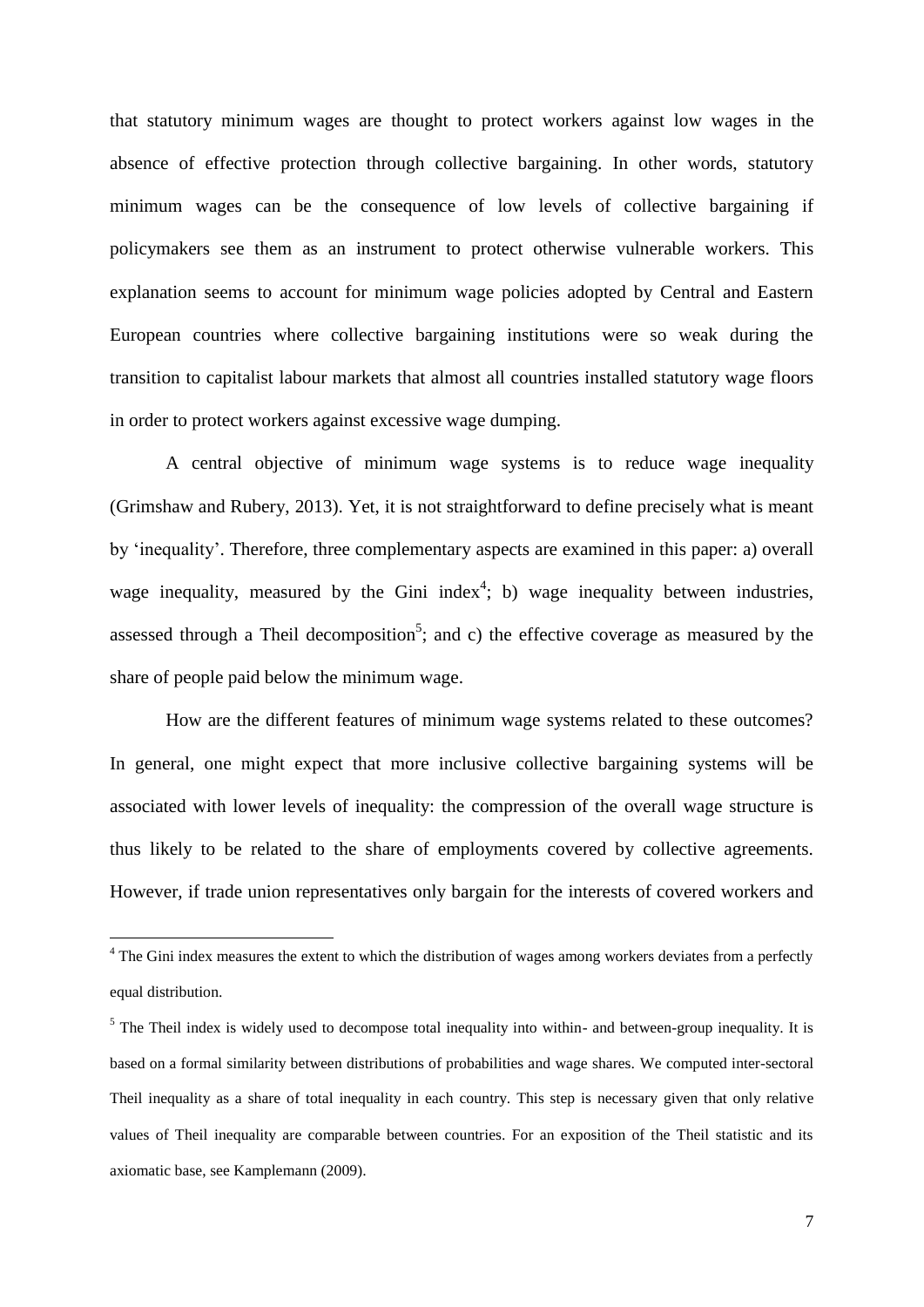that statutory minimum wages are thought to protect workers against low wages in the absence of effective protection through collective bargaining. In other words, statutory minimum wages can be the consequence of low levels of collective bargaining if policymakers see them as an instrument to protect otherwise vulnerable workers. This explanation seems to account for minimum wage policies adopted by Central and Eastern European countries where collective bargaining institutions were so weak during the transition to capitalist labour markets that almost all countries installed statutory wage floors in order to protect workers against excessive wage dumping.

A central objective of minimum wage systems is to reduce wage inequality (Grimshaw and Rubery, 2013). Yet, it is not straightforward to define precisely what is meant by 'inequality'. Therefore, three complementary aspects are examined in this paper: a) overall wage inequality, measured by the Gini index[4]; b) wage inequality between industries, assessed through a Theil decomposition[5]; and c) the effective coverage as measured by the share of people paid below the minimum wage.

How are the different features of minimum wage systems related to these outcomes? In general, one might expect that more inclusive collective bargaining systems will be associated with lower levels of inequality: the compression of the overall wage structure is thus likely to be related to the share of employments covered by collective agreements. However, if trade union representatives only bargain for the interests of covered workers and

[4] The Gini index measures the extent to which the distribution of wages among workers deviates from a perfectly equal distribution.

[5] The Theil index is widely used to decompose total inequality into within- and between-group inequality. It is based on a formal similarity between distributions of probabilities and wage shares. We computed inter-sectoral Theil inequality as a share of total inequality in each country. This step is necessary given that only relative values of Theil inequality are comparable between countries. For an exposition of the Theil statistic and its axiomatic base, see Kamplemann (2009).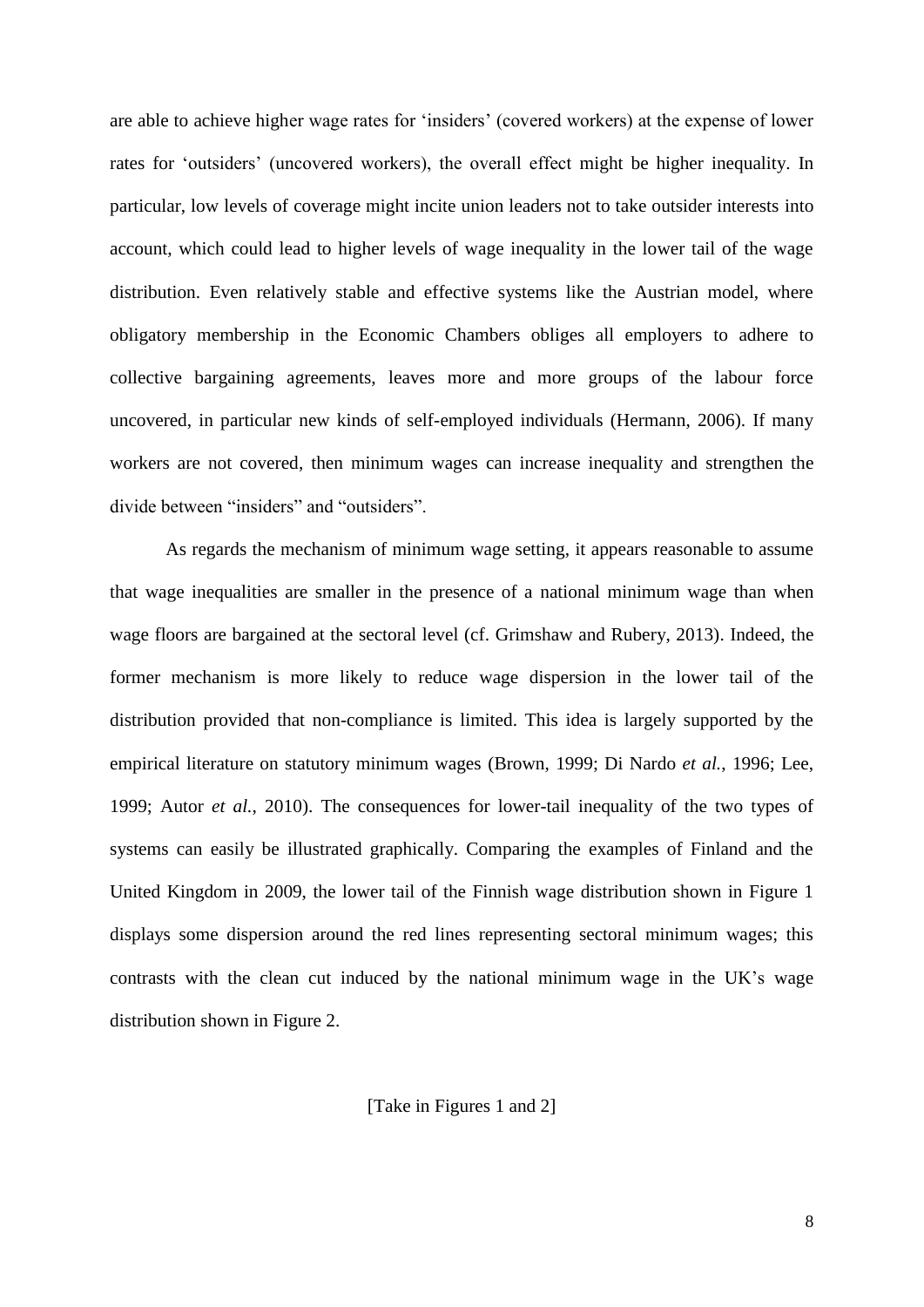are able to achieve higher wage rates for 'insiders' (covered workers) at the expense of lower rates for 'outsiders' (uncovered workers), the overall effect might be higher inequality. In particular, low levels of coverage might incite union leaders not to take outsider interests into account, which could lead to higher levels of wage inequality in the lower tail of the wage distribution. Even relatively stable and effective systems like the Austrian model, where obligatory membership in the Economic Chambers obliges all employers to adhere to collective bargaining agreements, leaves more and more groups of the labour force uncovered, in particular new kinds of self-employed individuals (Hermann, 2006). If many workers are not covered, then minimum wages can increase inequality and strengthen the divide between "insiders" and "outsiders".

As regards the mechanism of minimum wage setting, it appears reasonable to assume that wage inequalities are smaller in the presence of a national minimum wage than when wage floors are bargained at the sectoral level (cf. Grimshaw and Rubery, 2013). Indeed, the former mechanism is more likely to reduce wage dispersion in the lower tail of the distribution provided that non-compliance is limited. This idea is largely supported by the empirical literature on statutory minimum wages (Brown, 1999; Di Nardo *et al.*, 1996; Lee, 1999; Autor *et al.*, 2010). The consequences for lower-tail inequality of the two types of systems can easily be illustrated graphically. Comparing the examples of Finland and the United Kingdom in 2009, the lower tail of the Finnish wage distribution shown in Figure 1 displays some dispersion around the red lines representing sectoral minimum wages; this contrasts with the clean cut induced by the national minimum wage in the UK's wage distribution shown in Figure 2.

[Take in Figures 1 and 2]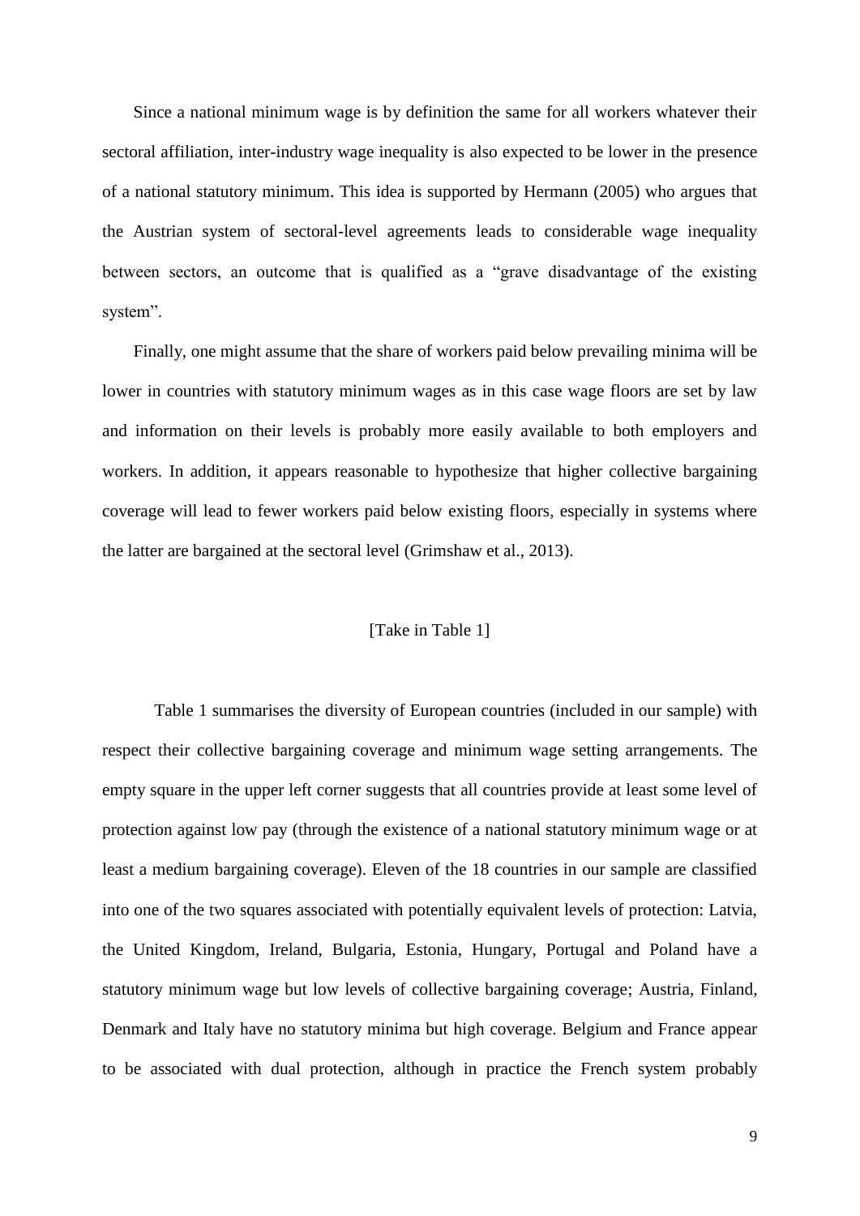Since a national minimum wage is by definition the same for all workers whatever their sectoral affiliation, inter-industry wage inequality is also expected to be lower in the presence of a national statutory minimum. This idea is supported by Hermann (2005) who argues that the Austrian system of sectoral-level agreements leads to considerable wage inequality between sectors, an outcome that is qualified as a "grave disadvantage of the existing system".

Finally, one might assume that the share of workers paid below prevailing minima will be lower in countries with statutory minimum wages as in this case wage floors are set by law and information on their levels is probably more easily available to both employers and workers. In addition, it appears reasonable to hypothesize that higher collective bargaining coverage will lead to fewer workers paid below existing floors, especially in systems where the latter are bargained at the sectoral level (Grimshaw et al., 2013).

[Take in Table 1]

Table 1 summarises the diversity of European countries (included in our sample) with respect their collective bargaining coverage and minimum wage setting arrangements. The empty square in the upper left corner suggests that all countries provide at least some level of protection against low pay (through the existence of a national statutory minimum wage or at least a medium bargaining coverage). Eleven of the 18 countries in our sample are classified into one of the two squares associated with potentially equivalent levels of protection: Latvia, the United Kingdom, Ireland, Bulgaria, Estonia, Hungary, Portugal and Poland have a statutory minimum wage but low levels of collective bargaining coverage; Austria, Finland, Denmark and Italy have no statutory minima but high coverage. Belgium and France appear to be associated with dual protection, although in practice the French system probably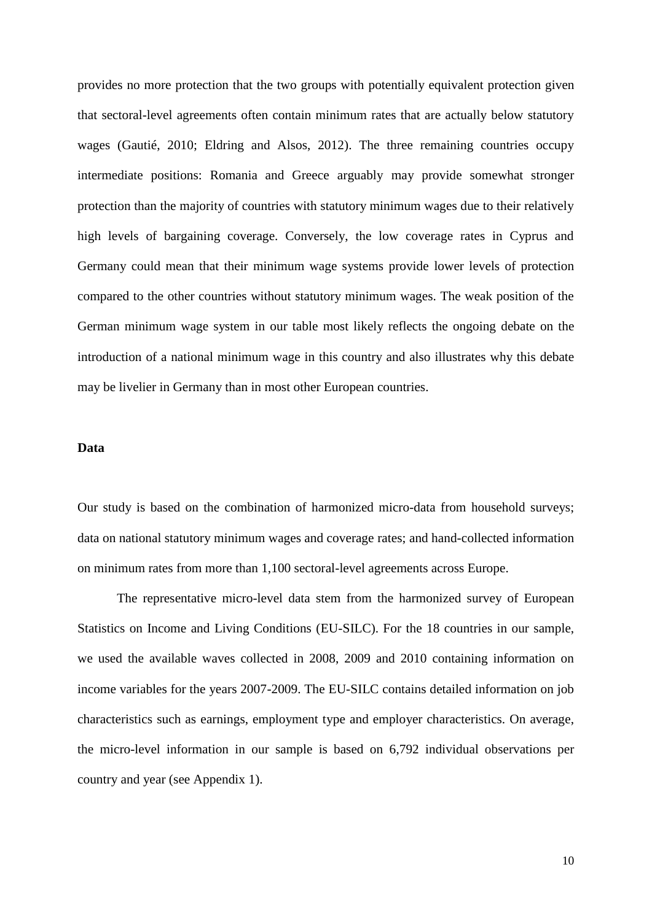provides no more protection that the two groups with potentially equivalent protection given that sectoral-level agreements often contain minimum rates that are actually below statutory wages (Gautié, 2010; Eldring and Alsos, 2012). The three remaining countries occupy intermediate positions: Romania and Greece arguably may provide somewhat stronger protection than the majority of countries with statutory minimum wages due to their relatively high levels of bargaining coverage. Conversely, the low coverage rates in Cyprus and Germany could mean that their minimum wage systems provide lower levels of protection compared to the other countries without statutory minimum wages. The weak position of the German minimum wage system in our table most likely reflects the ongoing debate on the introduction of a national minimum wage in this country and also illustrates why this debate may be livelier in Germany than in most other European countries.

## Data

Our study is based on the combination of harmonized micro-data from household surveys; data on national statutory minimum wages and coverage rates; and hand-collected information on minimum rates from more than 1,100 sectoral-level agreements across Europe.

The representative micro-level data stem from the harmonized survey of European Statistics on Income and Living Conditions (EU-SILC). For the 18 countries in our sample, we used the available waves collected in 2008, 2009 and 2010 containing information on income variables for the years 2007-2009. The EU-SILC contains detailed information on job characteristics such as earnings, employment type and employer characteristics. On average, the micro-level information in our sample is based on 6,792 individual observations per country and year (see Appendix 1).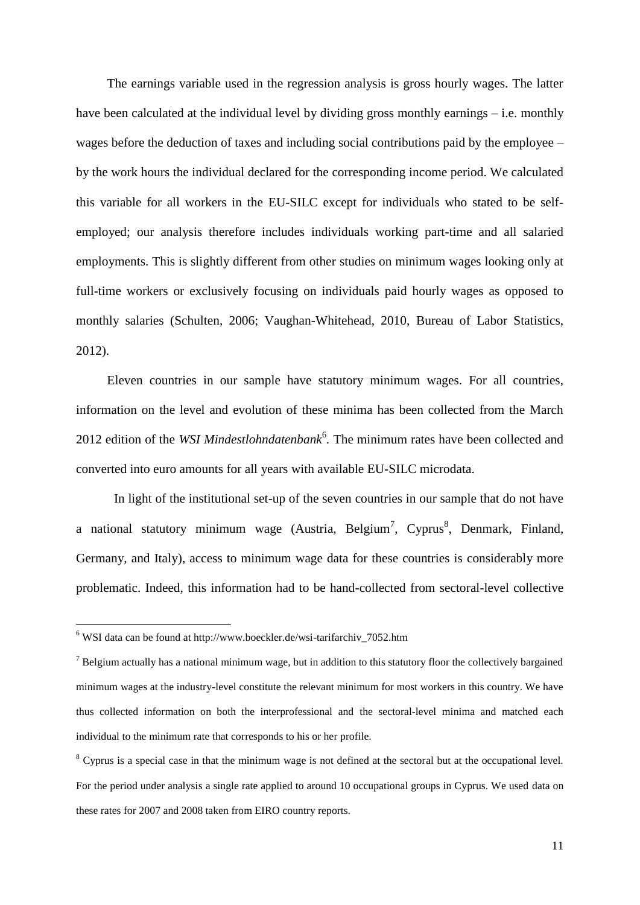The earnings variable used in the regression analysis is gross hourly wages. The latter have been calculated at the individual level by dividing gross monthly earnings – i.e. monthly wages before the deduction of taxes and including social contributions paid by the employee – by the work hours the individual declared for the corresponding income period. We calculated this variable for all workers in the EU-SILC except for individuals who stated to be self-employed; our analysis therefore includes individuals working part-time and all salaried employments. This is slightly different from other studies on minimum wages looking only at full-time workers or exclusively focusing on individuals paid hourly wages as opposed to monthly salaries (Schulten, 2006; Vaughan-Whitehead, 2010, Bureau of Labor Statistics, 2012).

Eleven countries in our sample have statutory minimum wages. For all countries, information on the level and evolution of these minima has been collected from the March 2012 edition of the *WSI Mindestlohndatenbank*[6]. The minimum rates have been collected and converted into euro amounts for all years with available EU-SILC microdata.

In light of the institutional set-up of the seven countries in our sample that do not have a national statutory minimum wage (Austria, Belgium[7], Cyprus[8], Denmark, Finland, Germany, and Italy), access to minimum wage data for these countries is considerably more problematic. Indeed, this information had to be hand-collected from sectoral-level collective

---

[6] WSI data can be found at http://www.boeckler.de/wsi-tarifarchiv_7052.htm

[7] Belgium actually has a national minimum wage, but in addition to this statutory floor the collectively bargained minimum wages at the industry-level constitute the relevant minimum for most workers in this country. We have thus collected information on both the interprofessional and the sectoral-level minima and matched each individual to the minimum rate that corresponds to his or her profile.

[8] Cyprus is a special case in that the minimum wage is not defined at the sectoral but at the occupational level. For the period under analysis a single rate applied to around 10 occupational groups in Cyprus. We used data on these rates for 2007 and 2008 taken from EIRO country reports.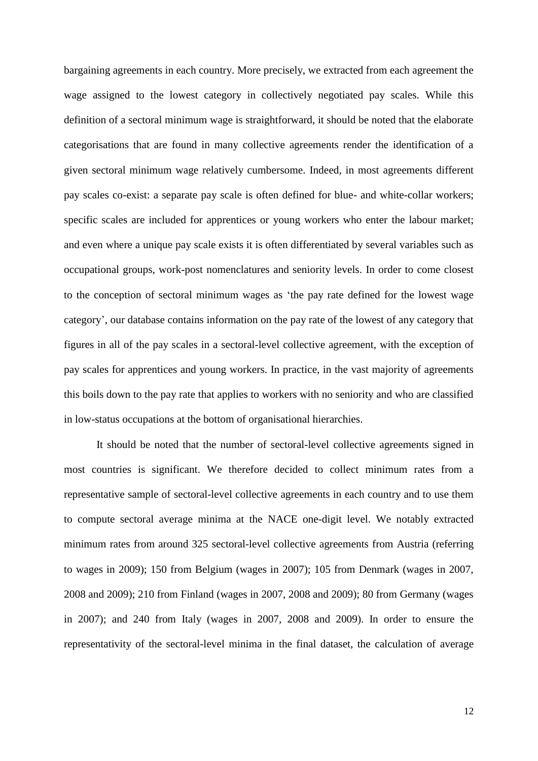bargaining agreements in each country. More precisely, we extracted from each agreement the wage assigned to the lowest category in collectively negotiated pay scales. While this definition of a sectoral minimum wage is straightforward, it should be noted that the elaborate categorisations that are found in many collective agreements render the identification of a given sectoral minimum wage relatively cumbersome. Indeed, in most agreements different pay scales co-exist: a separate pay scale is often defined for blue- and white-collar workers; specific scales are included for apprentices or young workers who enter the labour market; and even where a unique pay scale exists it is often differentiated by several variables such as occupational groups, work-post nomenclatures and seniority levels. In order to come closest to the conception of sectoral minimum wages as 'the pay rate defined for the lowest wage category', our database contains information on the pay rate of the lowest of any category that figures in all of the pay scales in a sectoral-level collective agreement, with the exception of pay scales for apprentices and young workers. In practice, in the vast majority of agreements this boils down to the pay rate that applies to workers with no seniority and who are classified in low-status occupations at the bottom of organisational hierarchies.

It should be noted that the number of sectoral-level collective agreements signed in most countries is significant. We therefore decided to collect minimum rates from a representative sample of sectoral-level collective agreements in each country and to use them to compute sectoral average minima at the NACE one-digit level. We notably extracted minimum rates from around 325 sectoral-level collective agreements from Austria (referring to wages in 2009); 150 from Belgium (wages in 2007); 105 from Denmark (wages in 2007, 2008 and 2009); 210 from Finland (wages in 2007, 2008 and 2009); 80 from Germany (wages in 2007); and 240 from Italy (wages in 2007, 2008 and 2009). In order to ensure the representativity of the sectoral-level minima in the final dataset, the calculation of average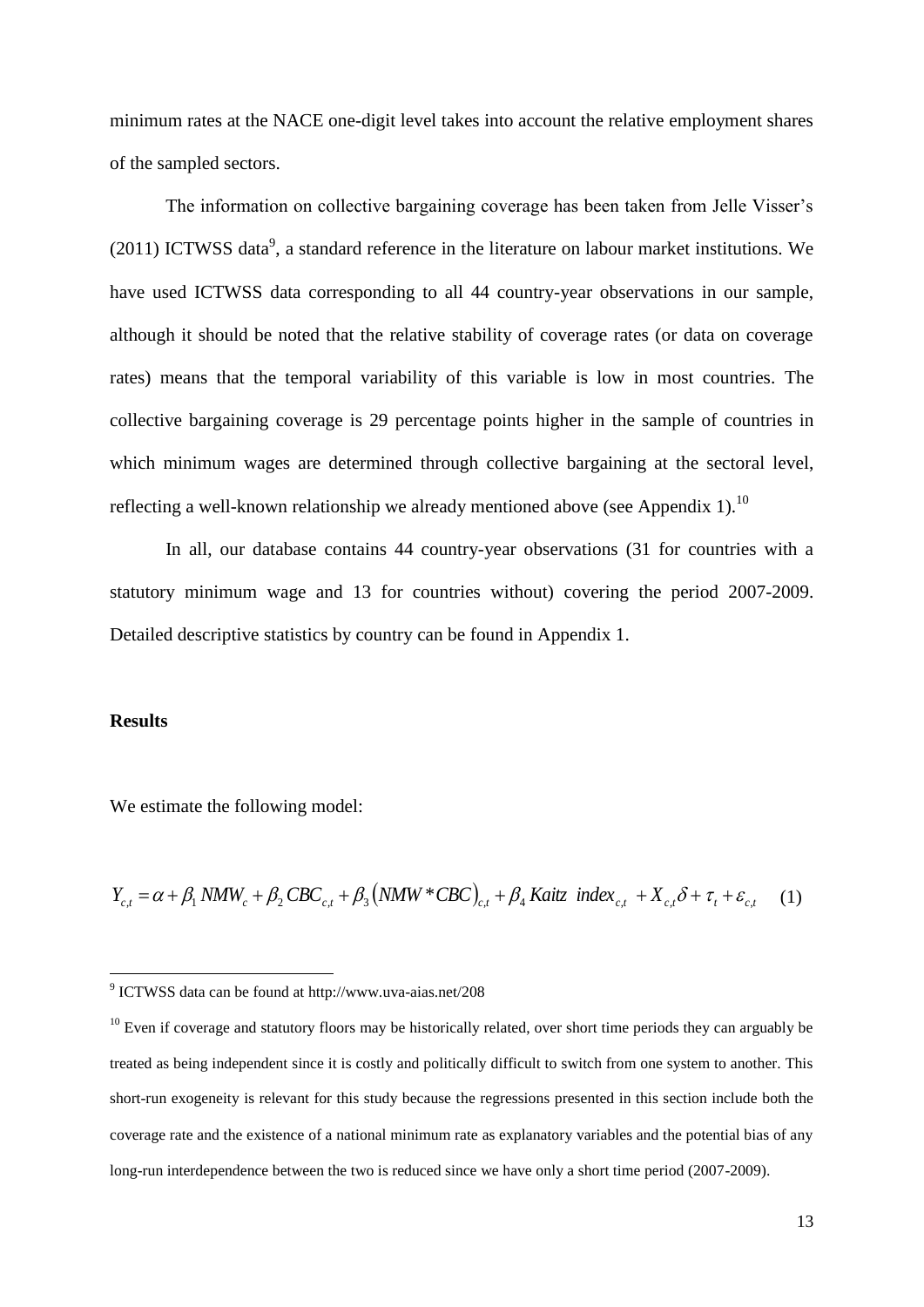minimum rates at the NACE one-digit level takes into account the relative employment shares of the sampled sectors.

The information on collective bargaining coverage has been taken from Jelle Visser's (2011) ICTWSS data[9], a standard reference in the literature on labour market institutions. We have used ICTWSS data corresponding to all 44 country-year observations in our sample, although it should be noted that the relative stability of coverage rates (or data on coverage rates) means that the temporal variability of this variable is low in most countries. The collective bargaining coverage is 29 percentage points higher in the sample of countries in which minimum wages are determined through collective bargaining at the sectoral level, reflecting a well-known relationship we already mentioned above (see Appendix 1).[10]

In all, our database contains 44 country-year observations (31 for countries with a statutory minimum wage and 13 for countries without) covering the period 2007-2009. Detailed descriptive statistics by country can be found in Appendix 1.

**Results**

We estimate the following model:

$$Y_{c,t} = \alpha + \beta_1 NMW_c + \beta_2 CBC_{c,t} + \beta_3 (NMW*CBC)_{c,t} + \beta_4 Kaitz\ \ index_{c,t} + X_{c,t}\delta + \tau_t + \varepsilon_{c,t} \quad (1)$$

---

[9] ICTWSS data can be found at http://www.uva-aias.net/208

[10] Even if coverage and statutory floors may be historically related, over short time periods they can arguably be treated as being independent since it is costly and politically difficult to switch from one system to another. This short-run exogeneity is relevant for this study because the regressions presented in this section include both the coverage rate and the existence of a national minimum rate as explanatory variables and the potential bias of any long-run interdependence between the two is reduced since we have only a short time period (2007-2009).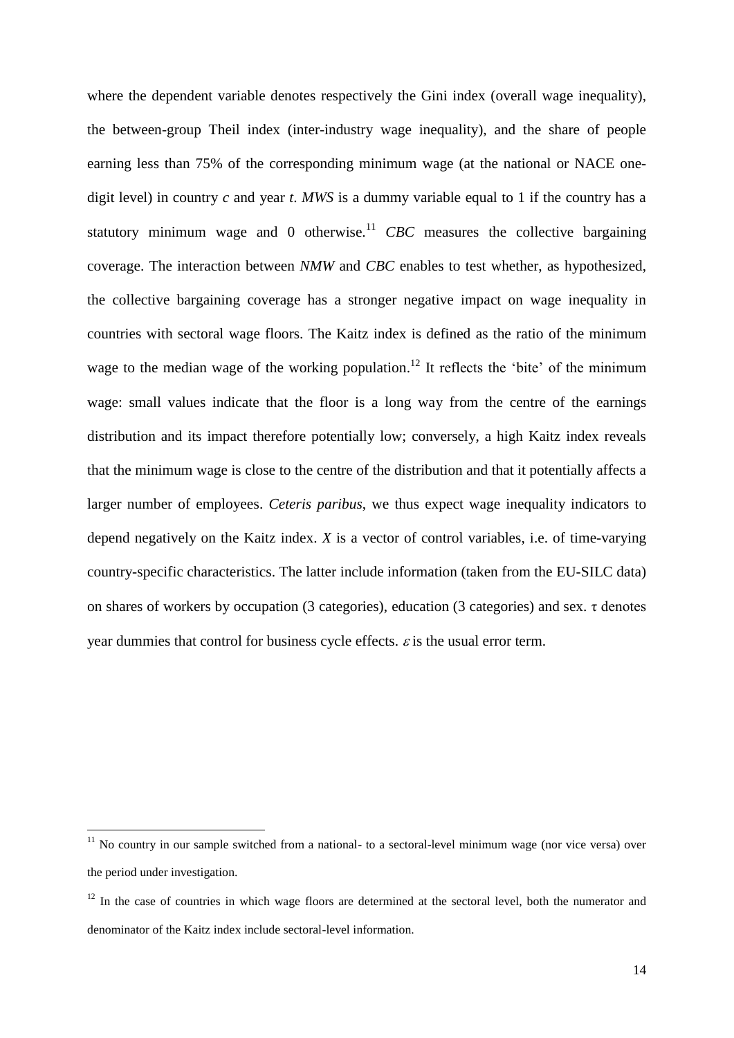where the dependent variable denotes respectively the Gini index (overall wage inequality), the between-group Theil index (inter-industry wage inequality), and the share of people earning less than 75% of the corresponding minimum wage (at the national or NACE one-digit level) in country *c* and year *t*. *MWS* is a dummy variable equal to 1 if the country has a statutory minimum wage and 0 otherwise.[11] *CBC* measures the collective bargaining coverage. The interaction between *NMW* and *CBC* enables to test whether, as hypothesized, the collective bargaining coverage has a stronger negative impact on wage inequality in countries with sectoral wage floors. The Kaitz index is defined as the ratio of the minimum wage to the median wage of the working population.[12] It reflects the 'bite' of the minimum wage: small values indicate that the floor is a long way from the centre of the earnings distribution and its impact therefore potentially low; conversely, a high Kaitz index reveals that the minimum wage is close to the centre of the distribution and that it potentially affects a larger number of employees. *Ceteris paribus*, we thus expect wage inequality indicators to depend negatively on the Kaitz index. *X* is a vector of control variables, i.e. of time-varying country-specific characteristics. The latter include information (taken from the EU-SILC data) on shares of workers by occupation (3 categories), education (3 categories) and sex. $\tau$ denotes year dummies that control for business cycle effects. $\varepsilon$ is the usual error term.

---

[11] No country in our sample switched from a national- to a sectoral-level minimum wage (nor vice versa) over the period under investigation.

[12] In the case of countries in which wage floors are determined at the sectoral level, both the numerator and denominator of the Kaitz index include sectoral-level information.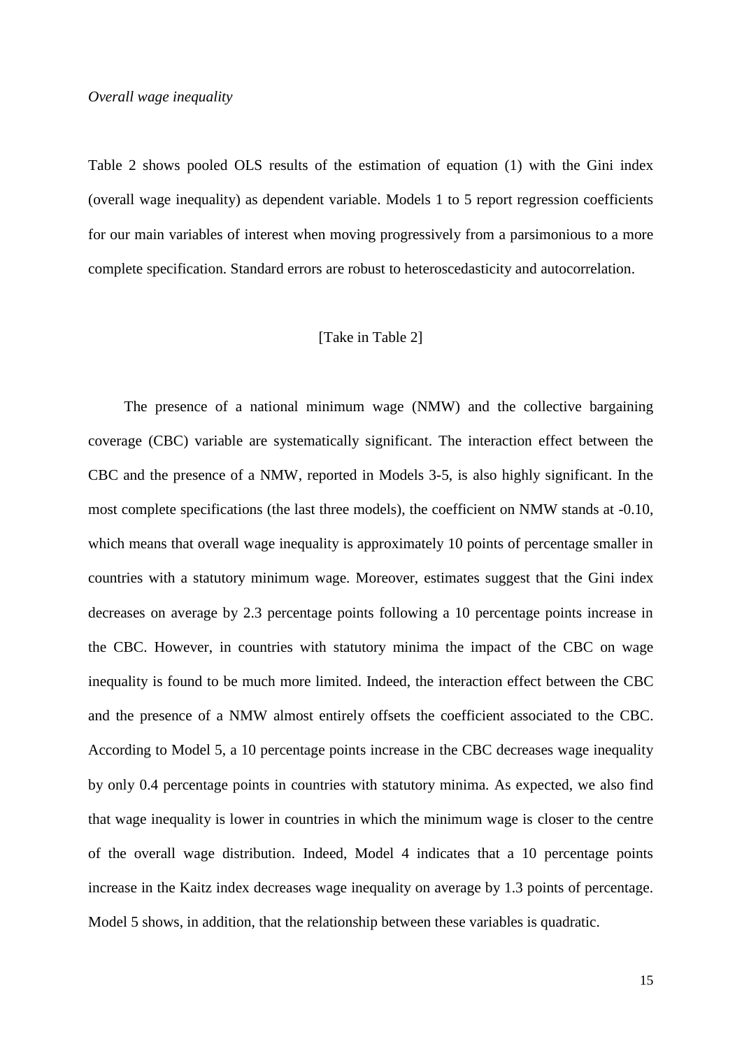*Overall wage inequality*

Table 2 shows pooled OLS results of the estimation of equation (1) with the Gini index (overall wage inequality) as dependent variable. Models 1 to 5 report regression coefficients for our main variables of interest when moving progressively from a parsimonious to a more complete specification. Standard errors are robust to heteroscedasticity and autocorrelation.

[Take in Table 2]

The presence of a national minimum wage (NMW) and the collective bargaining coverage (CBC) variable are systematically significant. The interaction effect between the CBC and the presence of a NMW, reported in Models 3-5, is also highly significant. In the most complete specifications (the last three models), the coefficient on NMW stands at -0.10, which means that overall wage inequality is approximately 10 points of percentage smaller in countries with a statutory minimum wage. Moreover, estimates suggest that the Gini index decreases on average by 2.3 percentage points following a 10 percentage points increase in the CBC. However, in countries with statutory minima the impact of the CBC on wage inequality is found to be much more limited. Indeed, the interaction effect between the CBC and the presence of a NMW almost entirely offsets the coefficient associated to the CBC. According to Model 5, a 10 percentage points increase in the CBC decreases wage inequality by only 0.4 percentage points in countries with statutory minima. As expected, we also find that wage inequality is lower in countries in which the minimum wage is closer to the centre of the overall wage distribution. Indeed, Model 4 indicates that a 10 percentage points increase in the Kaitz index decreases wage inequality on average by 1.3 points of percentage. Model 5 shows, in addition, that the relationship between these variables is quadratic.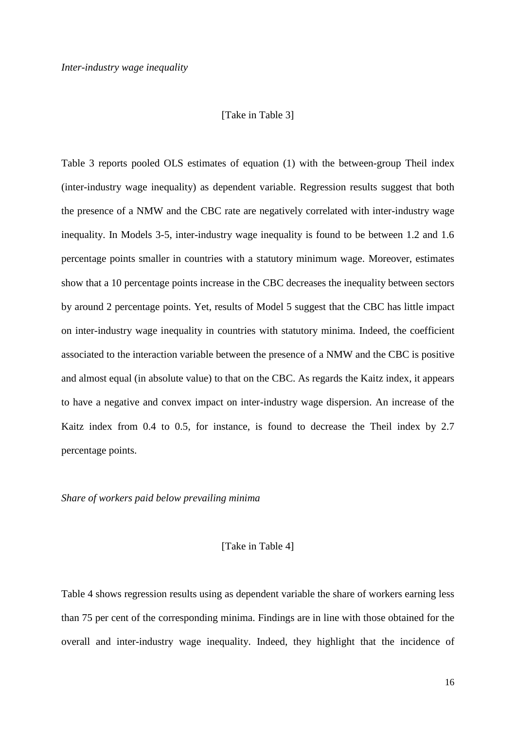*Inter-industry wage inequality*

[Take in Table 3]

Table 3 reports pooled OLS estimates of equation (1) with the between-group Theil index (inter-industry wage inequality) as dependent variable. Regression results suggest that both the presence of a NMW and the CBC rate are negatively correlated with inter-industry wage inequality. In Models 3-5, inter-industry wage inequality is found to be between 1.2 and 1.6 percentage points smaller in countries with a statutory minimum wage. Moreover, estimates show that a 10 percentage points increase in the CBC decreases the inequality between sectors by around 2 percentage points. Yet, results of Model 5 suggest that the CBC has little impact on inter-industry wage inequality in countries with statutory minima. Indeed, the coefficient associated to the interaction variable between the presence of a NMW and the CBC is positive and almost equal (in absolute value) to that on the CBC. As regards the Kaitz index, it appears to have a negative and convex impact on inter-industry wage dispersion. An increase of the Kaitz index from 0.4 to 0.5, for instance, is found to decrease the Theil index by 2.7 percentage points.

*Share of workers paid below prevailing minima*

[Take in Table 4]

Table 4 shows regression results using as dependent variable the share of workers earning less than 75 per cent of the corresponding minima. Findings are in line with those obtained for the overall and inter-industry wage inequality. Indeed, they highlight that the incidence of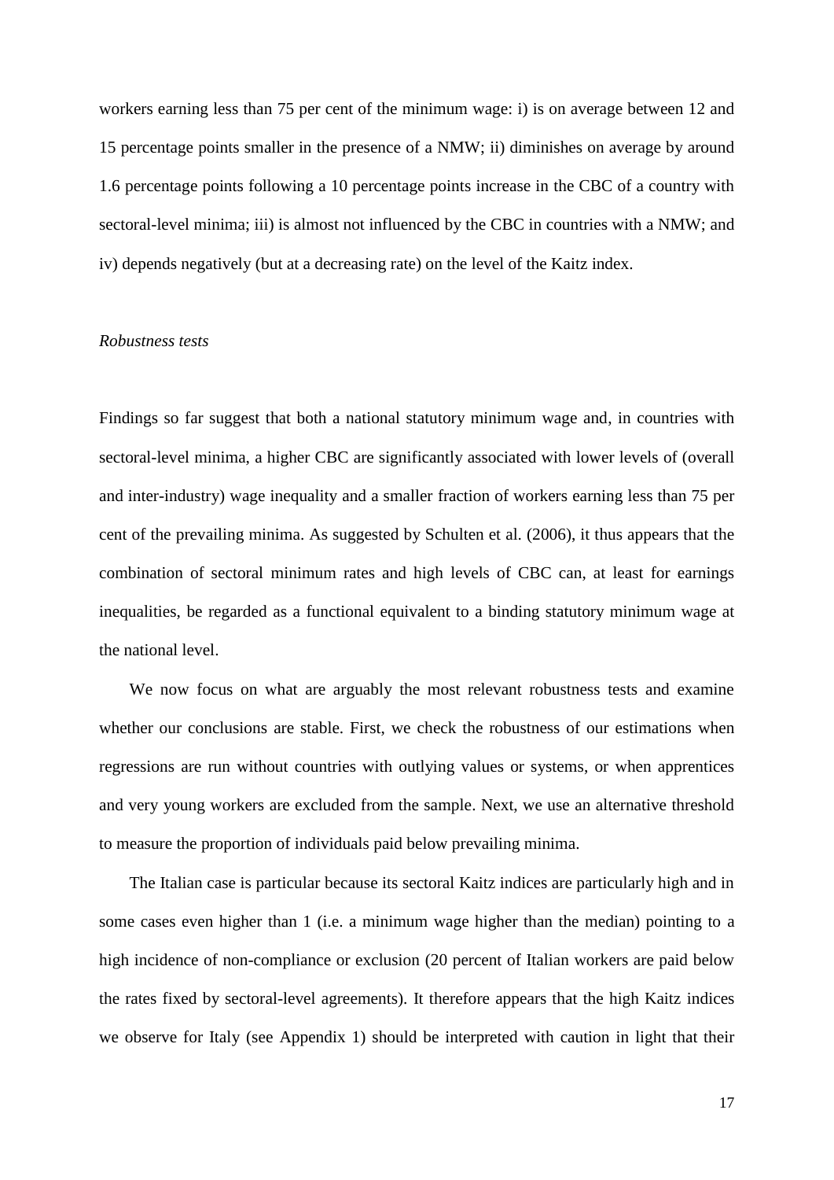workers earning less than 75 per cent of the minimum wage: i) is on average between 12 and 15 percentage points smaller in the presence of a NMW; ii) diminishes on average by around 1.6 percentage points following a 10 percentage points increase in the CBC of a country with sectoral-level minima; iii) is almost not influenced by the CBC in countries with a NMW; and iv) depends negatively (but at a decreasing rate) on the level of the Kaitz index.

*Robustness tests*

Findings so far suggest that both a national statutory minimum wage and, in countries with sectoral-level minima, a higher CBC are significantly associated with lower levels of (overall and inter-industry) wage inequality and a smaller fraction of workers earning less than 75 per cent of the prevailing minima. As suggested by Schulten et al. (2006), it thus appears that the combination of sectoral minimum rates and high levels of CBC can, at least for earnings inequalities, be regarded as a functional equivalent to a binding statutory minimum wage at the national level.

We now focus on what are arguably the most relevant robustness tests and examine whether our conclusions are stable. First, we check the robustness of our estimations when regressions are run without countries with outlying values or systems, or when apprentices and very young workers are excluded from the sample. Next, we use an alternative threshold to measure the proportion of individuals paid below prevailing minima.

The Italian case is particular because its sectoral Kaitz indices are particularly high and in some cases even higher than 1 (i.e. a minimum wage higher than the median) pointing to a high incidence of non-compliance or exclusion (20 percent of Italian workers are paid below the rates fixed by sectoral-level agreements). It therefore appears that the high Kaitz indices we observe for Italy (see Appendix 1) should be interpreted with caution in light that their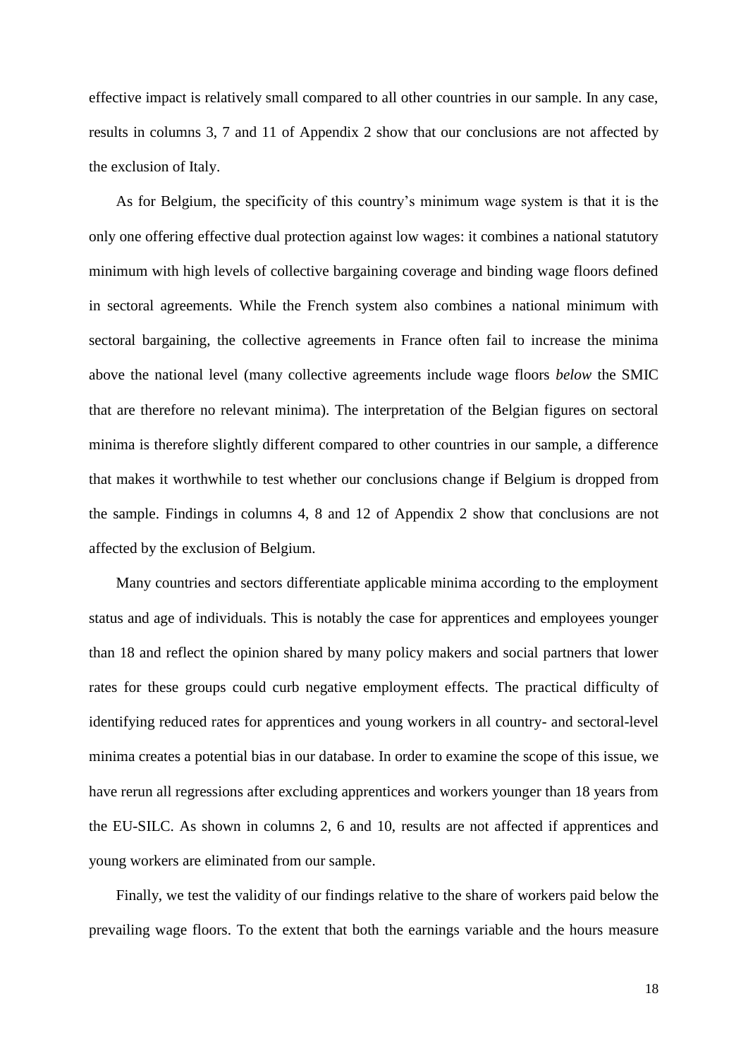effective impact is relatively small compared to all other countries in our sample. In any case, results in columns 3, 7 and 11 of Appendix 2 show that our conclusions are not affected by the exclusion of Italy.

As for Belgium, the specificity of this country's minimum wage system is that it is the only one offering effective dual protection against low wages: it combines a national statutory minimum with high levels of collective bargaining coverage and binding wage floors defined in sectoral agreements. While the French system also combines a national minimum with sectoral bargaining, the collective agreements in France often fail to increase the minima above the national level (many collective agreements include wage floors *below* the SMIC that are therefore no relevant minima). The interpretation of the Belgian figures on sectoral minima is therefore slightly different compared to other countries in our sample, a difference that makes it worthwhile to test whether our conclusions change if Belgium is dropped from the sample. Findings in columns 4, 8 and 12 of Appendix 2 show that conclusions are not affected by the exclusion of Belgium.

Many countries and sectors differentiate applicable minima according to the employment status and age of individuals. This is notably the case for apprentices and employees younger than 18 and reflect the opinion shared by many policy makers and social partners that lower rates for these groups could curb negative employment effects. The practical difficulty of identifying reduced rates for apprentices and young workers in all country- and sectoral-level minima creates a potential bias in our database. In order to examine the scope of this issue, we have rerun all regressions after excluding apprentices and workers younger than 18 years from the EU-SILC. As shown in columns 2, 6 and 10, results are not affected if apprentices and young workers are eliminated from our sample.

Finally, we test the validity of our findings relative to the share of workers paid below the prevailing wage floors. To the extent that both the earnings variable and the hours measure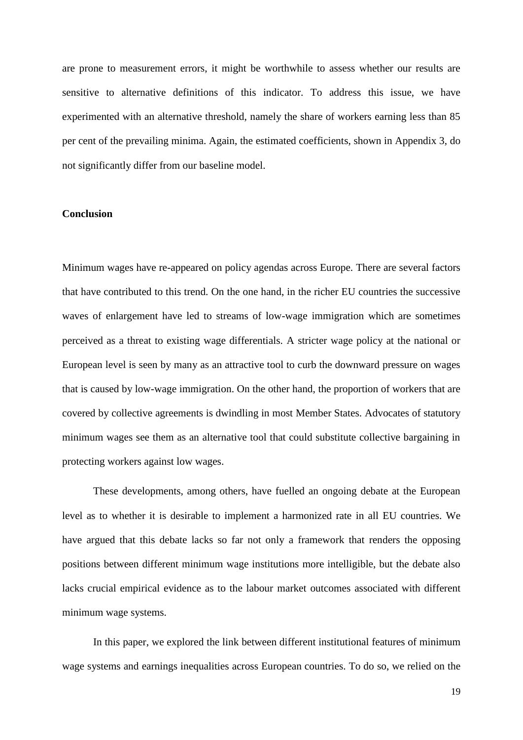are prone to measurement errors, it might be worthwhile to assess whether our results are sensitive to alternative definitions of this indicator. To address this issue, we have experimented with an alternative threshold, namely the share of workers earning less than 85 per cent of the prevailing minima. Again, the estimated coefficients, shown in Appendix 3, do not significantly differ from our baseline model.

## Conclusion

Minimum wages have re-appeared on policy agendas across Europe. There are several factors that have contributed to this trend. On the one hand, in the richer EU countries the successive waves of enlargement have led to streams of low-wage immigration which are sometimes perceived as a threat to existing wage differentials. A stricter wage policy at the national or European level is seen by many as an attractive tool to curb the downward pressure on wages that is caused by low-wage immigration. On the other hand, the proportion of workers that are covered by collective agreements is dwindling in most Member States. Advocates of statutory minimum wages see them as an alternative tool that could substitute collective bargaining in protecting workers against low wages.

These developments, among others, have fuelled an ongoing debate at the European level as to whether it is desirable to implement a harmonized rate in all EU countries. We have argued that this debate lacks so far not only a framework that renders the opposing positions between different minimum wage institutions more intelligible, but the debate also lacks crucial empirical evidence as to the labour market outcomes associated with different minimum wage systems.

In this paper, we explored the link between different institutional features of minimum wage systems and earnings inequalities across European countries. To do so, we relied on the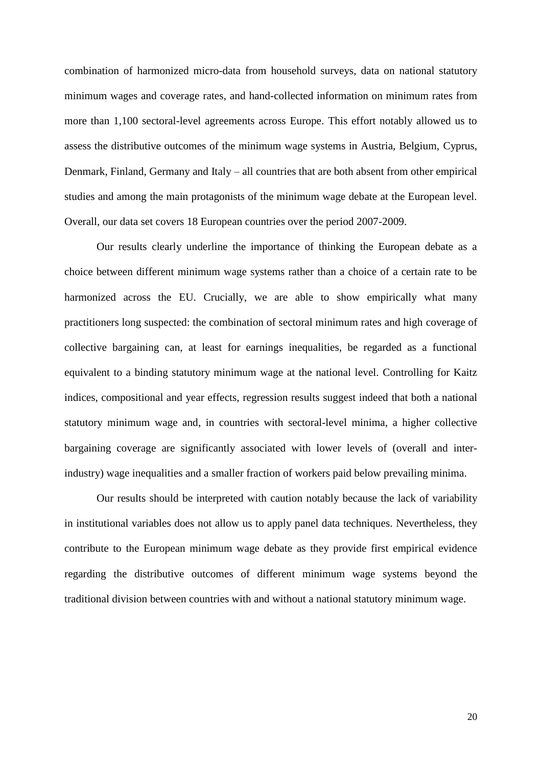combination of harmonized micro-data from household surveys, data on national statutory minimum wages and coverage rates, and hand-collected information on minimum rates from more than 1,100 sectoral-level agreements across Europe. This effort notably allowed us to assess the distributive outcomes of the minimum wage systems in Austria, Belgium, Cyprus, Denmark, Finland, Germany and Italy – all countries that are both absent from other empirical studies and among the main protagonists of the minimum wage debate at the European level. Overall, our data set covers 18 European countries over the period 2007-2009.

Our results clearly underline the importance of thinking the European debate as a choice between different minimum wage systems rather than a choice of a certain rate to be harmonized across the EU. Crucially, we are able to show empirically what many practitioners long suspected: the combination of sectoral minimum rates and high coverage of collective bargaining can, at least for earnings inequalities, be regarded as a functional equivalent to a binding statutory minimum wage at the national level. Controlling for Kaitz indices, compositional and year effects, regression results suggest indeed that both a national statutory minimum wage and, in countries with sectoral-level minima, a higher collective bargaining coverage are significantly associated with lower levels of (overall and inter-industry) wage inequalities and a smaller fraction of workers paid below prevailing minima.

Our results should be interpreted with caution notably because the lack of variability in institutional variables does not allow us to apply panel data techniques. Nevertheless, they contribute to the European minimum wage debate as they provide first empirical evidence regarding the distributive outcomes of different minimum wage systems beyond the traditional division between countries with and without a national statutory minimum wage.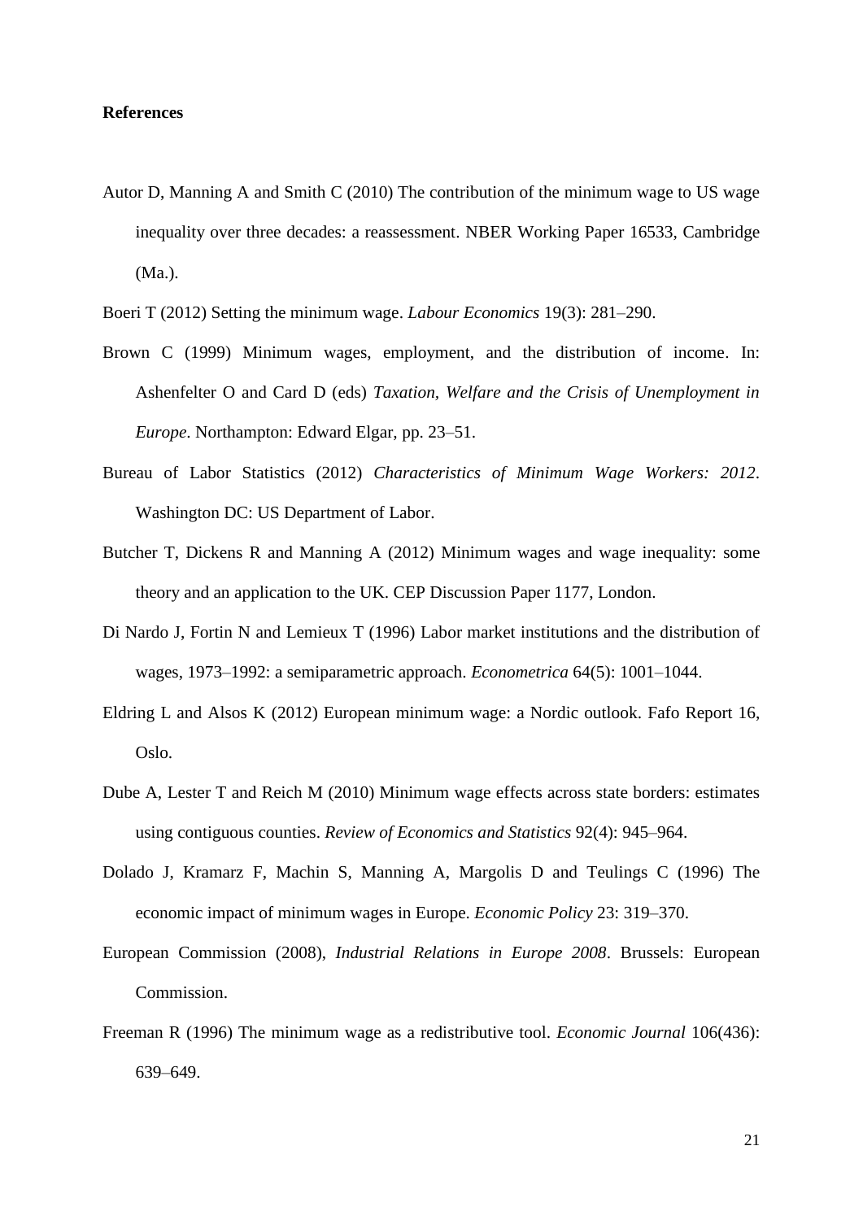**References**

Autor D, Manning A and Smith C (2010) The contribution of the minimum wage to US wage inequality over three decades: a reassessment. NBER Working Paper 16533, Cambridge (Ma.).

Boeri T (2012) Setting the minimum wage. *Labour Economics* 19(3): 281–290.

Brown C (1999) Minimum wages, employment, and the distribution of income. In: Ashenfelter O and Card D (eds) *Taxation, Welfare and the Crisis of Unemployment in Europe*. Northampton: Edward Elgar, pp. 23–51.

Bureau of Labor Statistics (2012) *Characteristics of Minimum Wage Workers: 2012*. Washington DC: US Department of Labor.

Butcher T, Dickens R and Manning A (2012) Minimum wages and wage inequality: some theory and an application to the UK. CEP Discussion Paper 1177, London.

Di Nardo J, Fortin N and Lemieux T (1996) Labor market institutions and the distribution of wages, 1973–1992: a semiparametric approach. *Econometrica* 64(5): 1001–1044.

Eldring L and Alsos K (2012) European minimum wage: a Nordic outlook. Fafo Report 16, Oslo.

Dube A, Lester T and Reich M (2010) Minimum wage effects across state borders: estimates using contiguous counties. *Review of Economics and Statistics* 92(4): 945–964.

Dolado J, Kramarz F, Machin S, Manning A, Margolis D and Teulings C (1996) The economic impact of minimum wages in Europe. *Economic Policy* 23: 319–370.

European Commission (2008), *Industrial Relations in Europe 2008*. Brussels: European Commission.

Freeman R (1996) The minimum wage as a redistributive tool. *Economic Journal* 106(436): 639–649.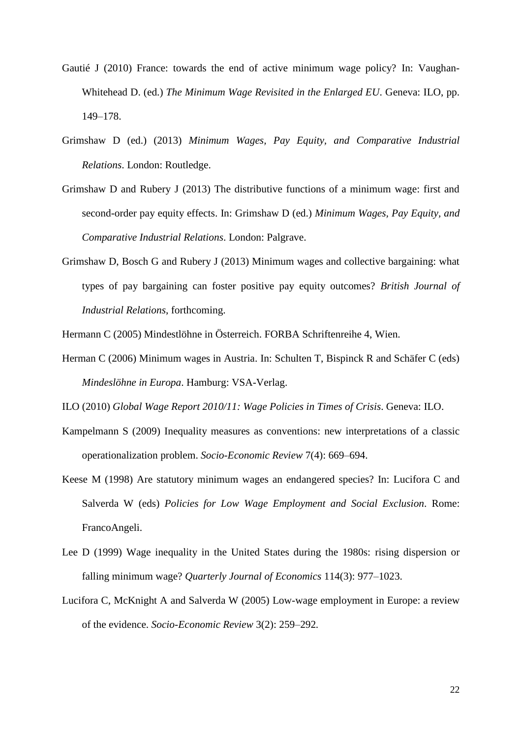Gautié J (2010) France: towards the end of active minimum wage policy? In: Vaughan-Whitehead D. (ed.) *The Minimum Wage Revisited in the Enlarged EU*. Geneva: ILO, pp. 149–178.

Grimshaw D (ed.) (2013) *Minimum Wages, Pay Equity, and Comparative Industrial Relations*. London: Routledge.

Grimshaw D and Rubery J (2013) The distributive functions of a minimum wage: first and second-order pay equity effects. In: Grimshaw D (ed.) *Minimum Wages, Pay Equity, and Comparative Industrial Relations*. London: Palgrave.

Grimshaw D, Bosch G and Rubery J (2013) Minimum wages and collective bargaining: what types of pay bargaining can foster positive pay equity outcomes? *British Journal of Industrial Relations*, forthcoming.

Hermann C (2005) Mindestlöhne in Österreich. FORBA Schriftenreihe 4, Wien.

Herman C (2006) Minimum wages in Austria. In: Schulten T, Bispinck R and Schäfer C (eds) *Mindeslöhne in Europa*. Hamburg: VSA-Verlag.

ILO (2010) *Global Wage Report 2010/11: Wage Policies in Times of Crisis*. Geneva: ILO.

Kampelmann S (2009) Inequality measures as conventions: new interpretations of a classic operationalization problem. *Socio-Economic Review* 7(4): 669–694.

Keese M (1998) Are statutory minimum wages an endangered species? In: Lucifora C and Salverda W (eds) *Policies for Low Wage Employment and Social Exclusion*. Rome: FrancoAngeli.

Lee D (1999) Wage inequality in the United States during the 1980s: rising dispersion or falling minimum wage? *Quarterly Journal of Economics* 114(3): 977–1023.

Lucifora C, McKnight A and Salverda W (2005) Low-wage employment in Europe: a review of the evidence. *Socio-Economic Review* 3(2): 259–292.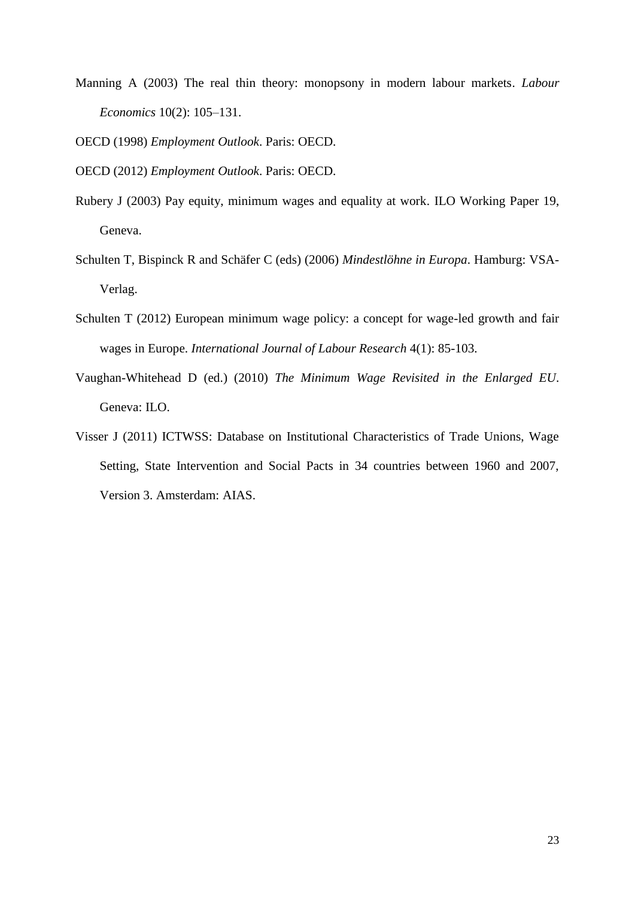Manning A (2003) The real thin theory: monopsony in modern labour markets. *Labour Economics* 10(2): 105–131.

OECD (1998) *Employment Outlook*. Paris: OECD.

OECD (2012) *Employment Outlook*. Paris: OECD.

Rubery J (2003) Pay equity, minimum wages and equality at work. ILO Working Paper 19, Geneva.

Schulten T, Bispinck R and Schäfer C (eds) (2006) *Mindestlöhne in Europa*. Hamburg: VSA-Verlag.

Schulten T (2012) European minimum wage policy: a concept for wage-led growth and fair wages in Europe. *International Journal of Labour Research* 4(1): 85-103.

Vaughan-Whitehead D (ed.) (2010) *The Minimum Wage Revisited in the Enlarged EU*. Geneva: ILO.

Visser J (2011) ICTWSS: Database on Institutional Characteristics of Trade Unions, Wage Setting, State Intervention and Social Pacts in 34 countries between 1960 and 2007, Version 3. Amsterdam: AIAS.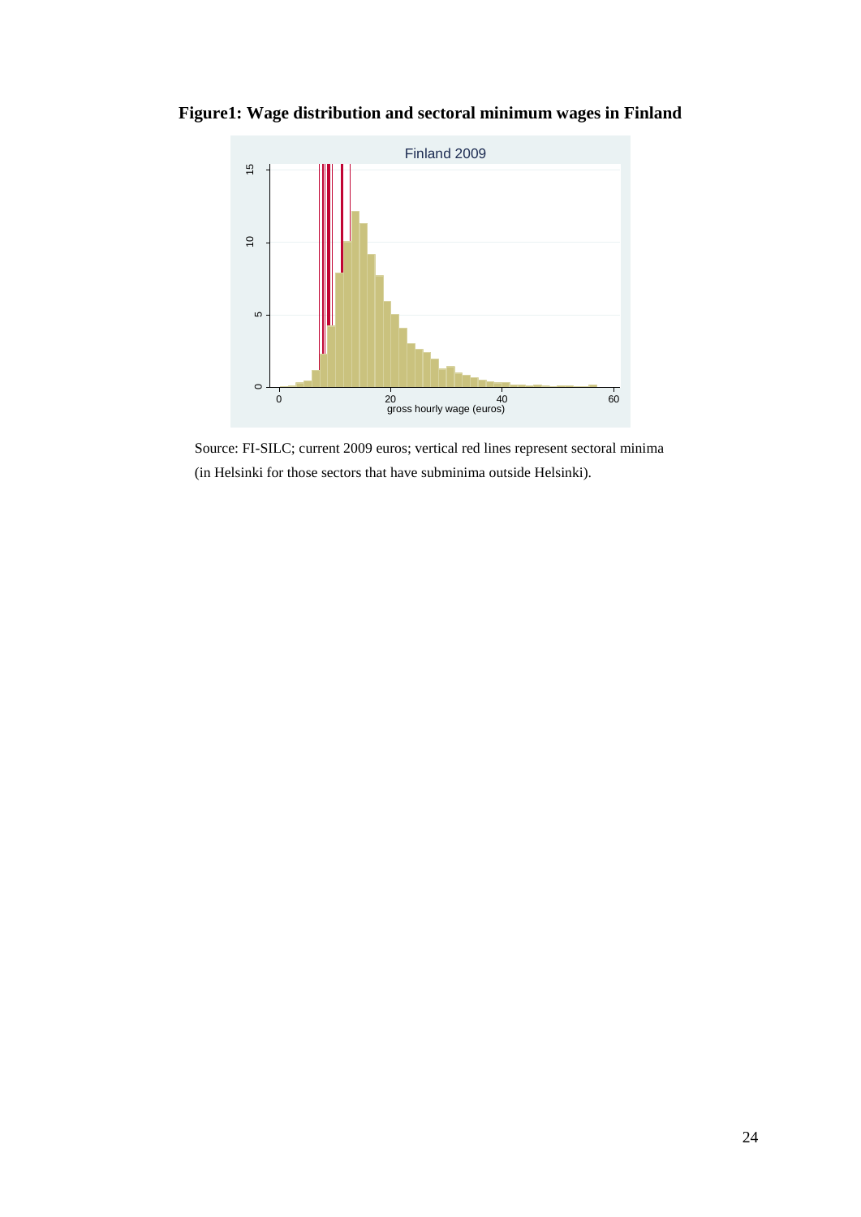**Figure1: Wage distribution and sectoral minimum wages in Finland**

Source: FI-SILC; current 2009 euros; vertical red lines represent sectoral minima (in Helsinki for those sectors that have subminima outside Helsinki).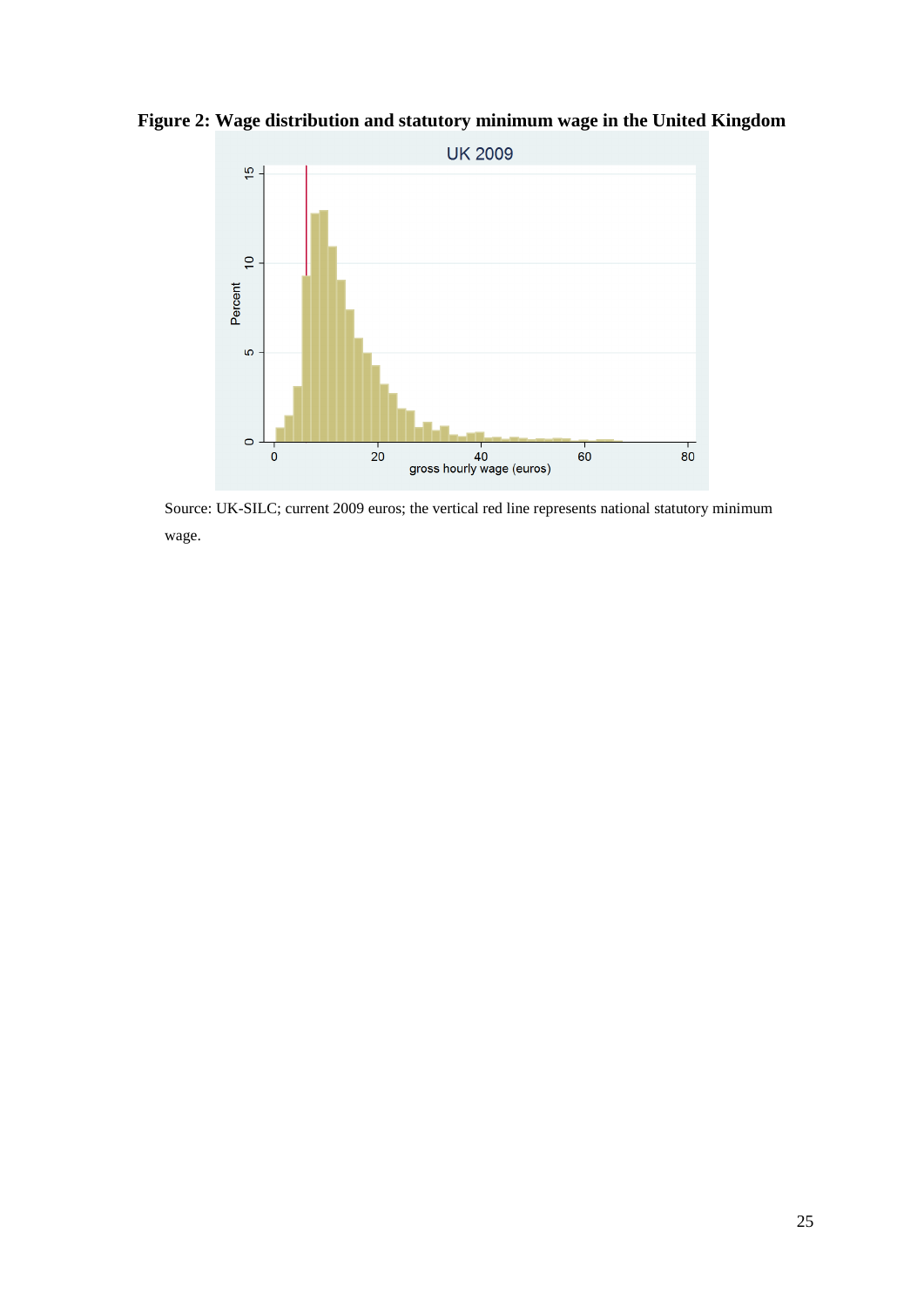**Figure 2: Wage distribution and statutory minimum wage in the United Kingdom**

Source: UK-SILC; current 2009 euros; the vertical red line represents national statutory minimum wage.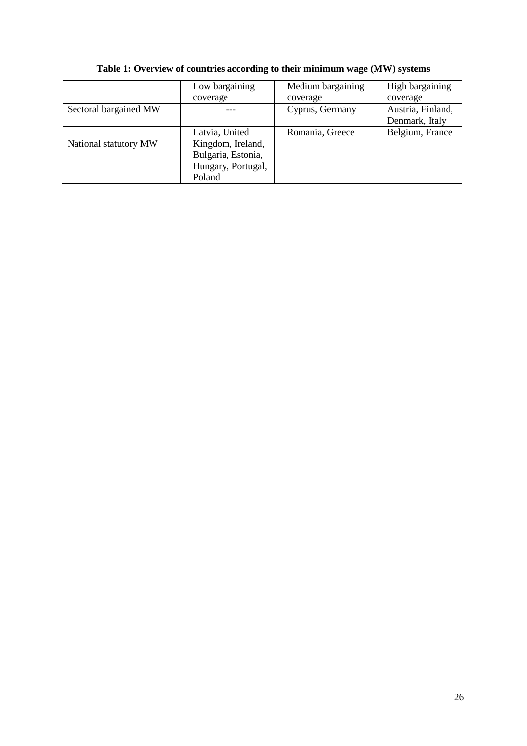**Table 1: Overview of countries according to their minimum wage (MW) systems**

| | Low bargaining coverage | Medium bargaining coverage | High bargaining coverage |
|---|---|---|---|
| Sectoral bargained MW | --- | Cyprus, Germany | Austria, Finland, Denmark, Italy |
| National statutory MW | Latvia, United Kingdom, Ireland, Bulgaria, Estonia, Hungary, Portugal, Poland | Romania, Greece | Belgium, France |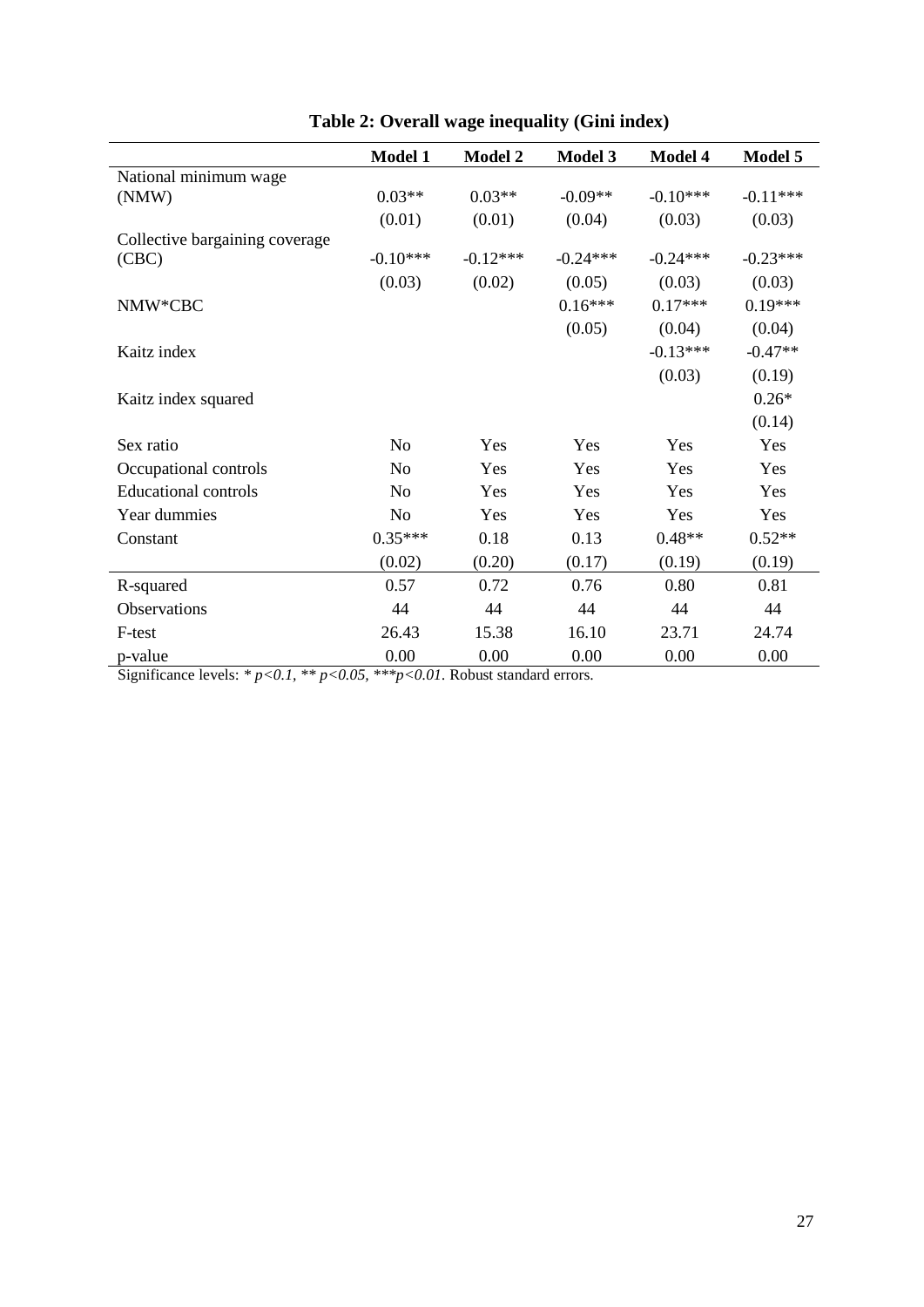**Table 2: Overall wage inequality (Gini index)**

| | Model 1 | Model 2 | Model 3 | Model 4 | Model 5 |
|---|---|---|---|---|---|
| National minimum wage (NMW) | 0.03** | 0.03** | -0.09** | -0.10*** | -0.11*** |
| | (0.01) | (0.01) | (0.04) | (0.03) | (0.03) |
| Collective bargaining coverage (CBC) | -0.10*** | -0.12*** | -0.24*** | -0.24*** | -0.23*** |
| | (0.03) | (0.02) | (0.05) | (0.03) | (0.03) |
| NMW*CBC | | | 0.16*** | 0.17*** | 0.19*** |
| | | | (0.05) | (0.04) | (0.04) |
| Kaitz index | | | | -0.13*** | -0.47** |
| | | | | (0.03) | (0.19) |
| Kaitz index squared | | | | | 0.26* |
| | | | | | (0.14) |
| Sex ratio | No | Yes | Yes | Yes | Yes |
| Occupational controls | No | Yes | Yes | Yes | Yes |
| Educational controls | No | Yes | Yes | Yes | Yes |
| Year dummies | No | Yes | Yes | Yes | Yes |
| Constant | 0.35*** | 0.18 | 0.13 | 0.48** | 0.52** |
| | (0.02) | (0.20) | (0.17) | (0.19) | (0.19) |
| R-squared | 0.57 | 0.72 | 0.76 | 0.80 | 0.81 |
| Observations | 44 | 44 | 44 | 44 | 44 |
| F-test | 26.43 | 15.38 | 16.10 | 23.71 | 24.74 |
| p-value | 0.00 | 0.00 | 0.00 | 0.00 | 0.00 |

Significance levels: * $p<0.1$, ** $p<0.05$, *** $p<0.01$. Robust standard errors.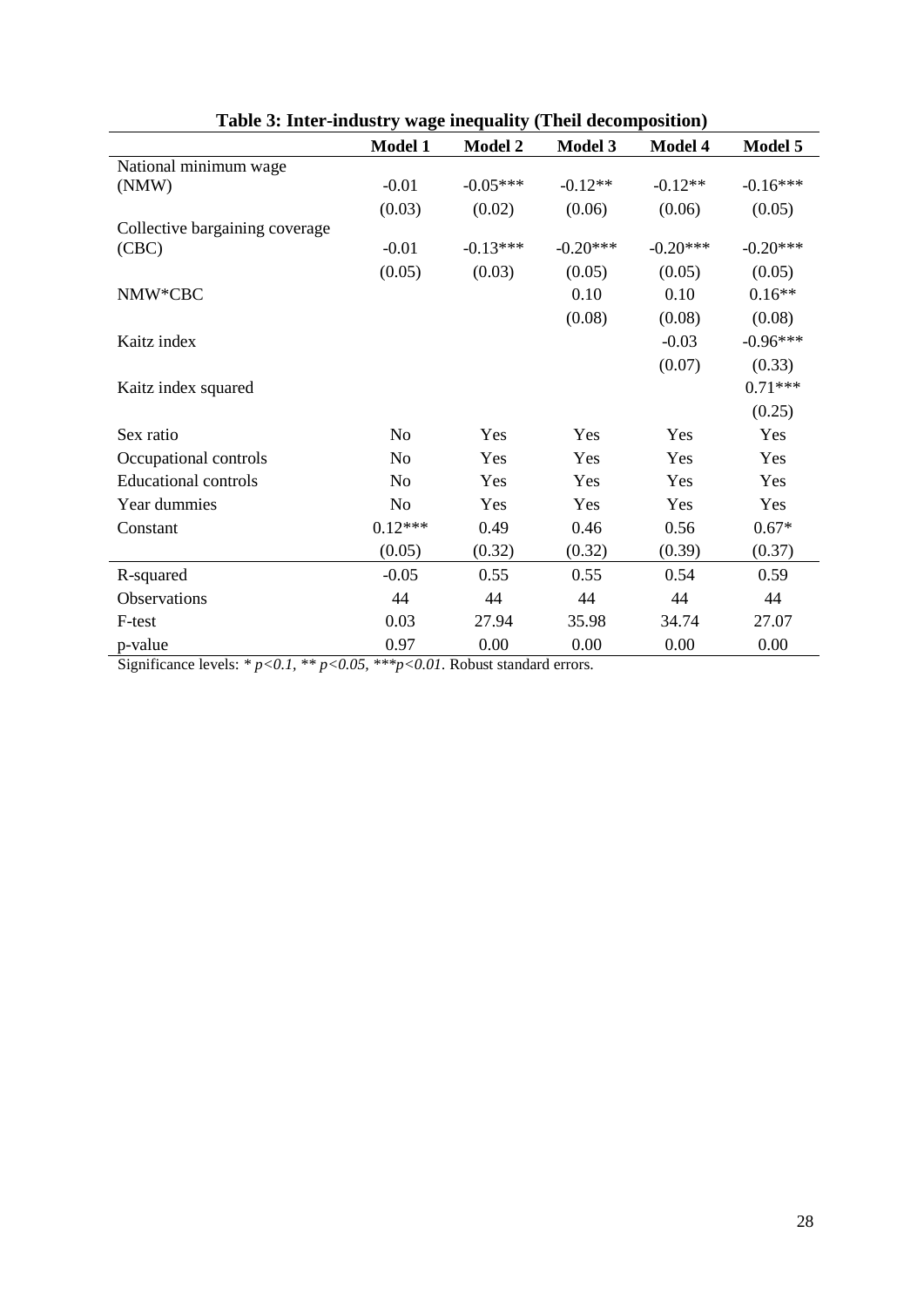**Table 3: Inter-industry wage inequality (Theil decomposition)**

| | Model 1 | Model 2 | Model 3 | Model 4 | Model 5 |
|---|---|---|---|---|---|
| National minimum wage (NMW) | -0.01 | -0.05*** | -0.12** | -0.12** | -0.16*** |
| | (0.03) | (0.02) | (0.06) | (0.06) | (0.05) |
| Collective bargaining coverage (CBC) | -0.01 | -0.13*** | -0.20*** | -0.20*** | -0.20*** |
| | (0.05) | (0.03) | (0.05) | (0.05) | (0.05) |
| NMW*CBC | | | 0.10 | 0.10 | 0.16** |
| | | | (0.08) | (0.08) | (0.08) |
| Kaitz index | | | | -0.03 | -0.96*** |
| | | | | (0.07) | (0.33) |
| Kaitz index squared | | | | | 0.71*** |
| | | | | | (0.25) |
| Sex ratio | No | Yes | Yes | Yes | Yes |
| Occupational controls | No | Yes | Yes | Yes | Yes |
| Educational controls | No | Yes | Yes | Yes | Yes |
| Year dummies | No | Yes | Yes | Yes | Yes |
| Constant | 0.12*** | 0.49 | 0.46 | 0.56 | 0.67* |
| | (0.05) | (0.32) | (0.32) | (0.39) | (0.37) |
| R-squared | -0.05 | 0.55 | 0.55 | 0.54 | 0.59 |
| Observations | 44 | 44 | 44 | 44 | 44 |
| F-test | 0.03 | 27.94 | 35.98 | 34.74 | 27.07 |
| p-value | 0.97 | 0.00 | 0.00 | 0.00 | 0.00 |

Significance levels: * *p<0.1*, ** *p<0.05*, ****p<0.01*. Robust standard errors.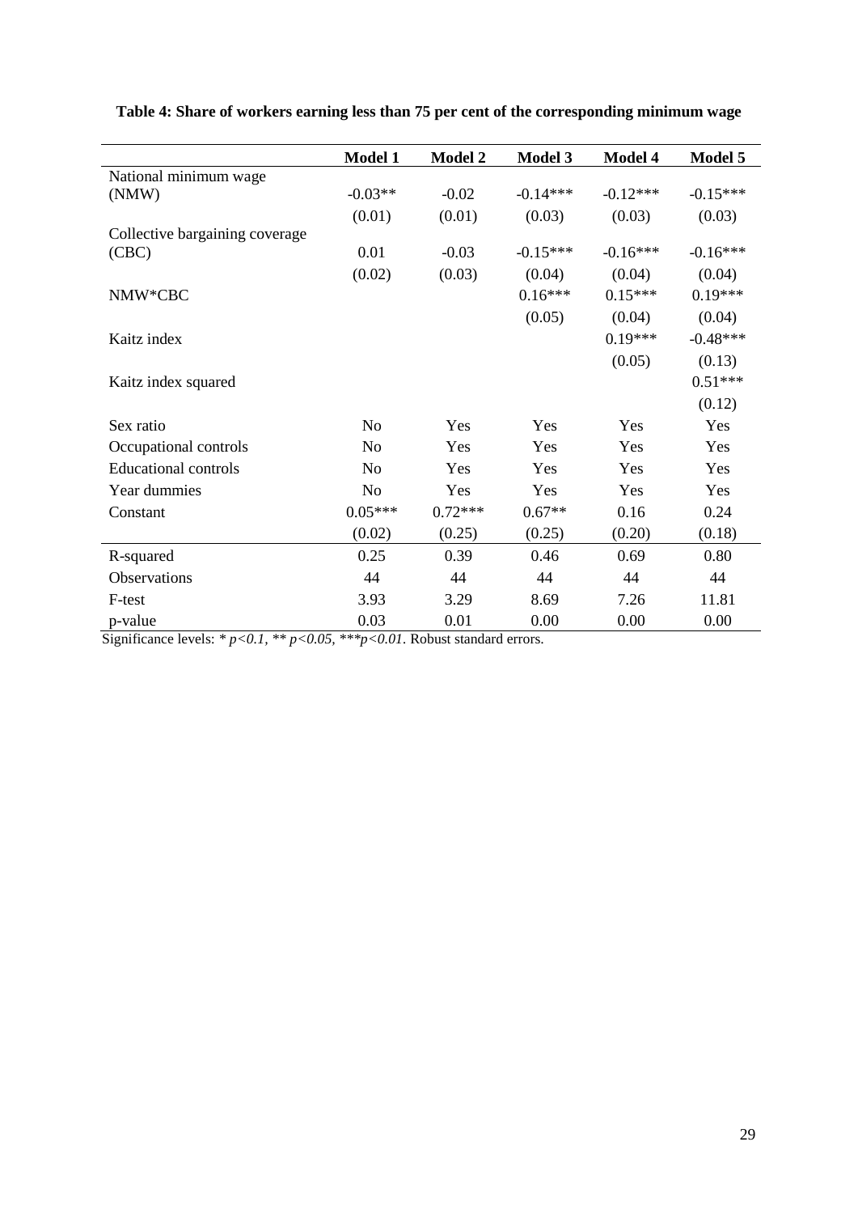**Table 4: Share of workers earning less than 75 per cent of the corresponding minimum wage**

| | **Model 1** | **Model 2** | **Model 3** | **Model 4** | **Model 5** |
|---|---|---|---|---|---|
| National minimum wage (NMW) | -0.03** | -0.02 | -0.14*** | -0.12*** | -0.15*** |
| | (0.01) | (0.01) | (0.03) | (0.03) | (0.03) |
| Collective bargaining coverage (CBC) | 0.01 | -0.03 | -0.15*** | -0.16*** | -0.16*** |
| | (0.02) | (0.03) | (0.04) | (0.04) | (0.04) |
| NMW*CBC | | | 0.16*** | 0.15*** | 0.19*** |
| | | | (0.05) | (0.04) | (0.04) |
| Kaitz index | | | | 0.19*** | -0.48*** |
| | | | | (0.05) | (0.13) |
| Kaitz index squared | | | | | 0.51*** |
| | | | | | (0.12) |
| Sex ratio | No | Yes | Yes | Yes | Yes |
| Occupational controls | No | Yes | Yes | Yes | Yes |
| Educational controls | No | Yes | Yes | Yes | Yes |
| Year dummies | No | Yes | Yes | Yes | Yes |
| Constant | 0.05*** | 0.72*** | 0.67** | 0.16 | 0.24 |
| | (0.02) | (0.25) | (0.25) | (0.20) | (0.18) |
| R-squared | 0.25 | 0.39 | 0.46 | 0.69 | 0.80 |
| Observations | 44 | 44 | 44 | 44 | 44 |
| F-test | 3.93 | 3.29 | 8.69 | 7.26 | 11.81 |
| p-value | 0.03 | 0.01 | 0.00 | 0.00 | 0.00 |

Significance levels: * $p<0.1$, ** $p<0.05$, *** $p<0.01$. Robust standard errors.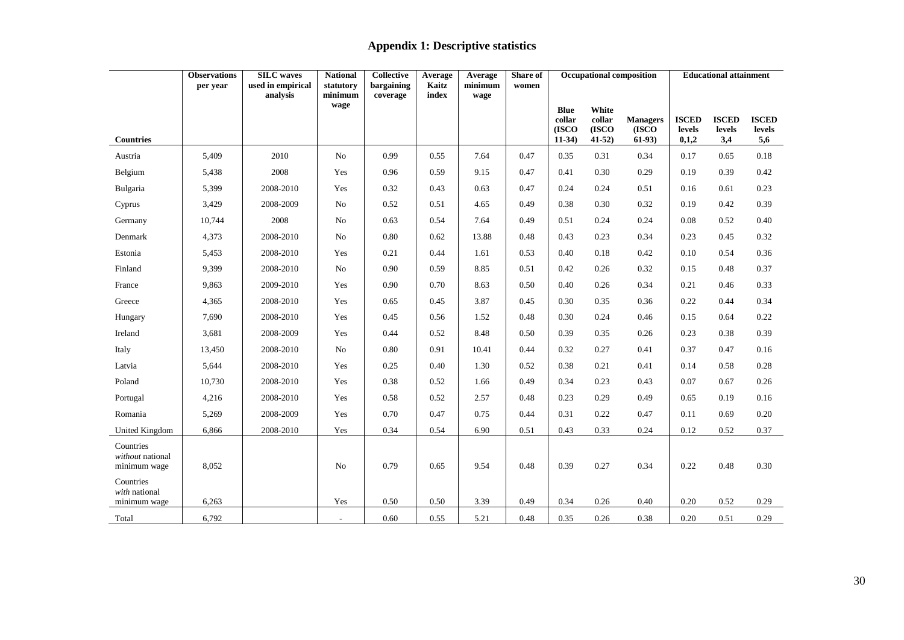# Appendix 1: Descriptive statistics

| | Observations per year | SILC waves used in empirical analysis | National statutory minimum wage | Collective bargaining coverage | Average Kaitz index | Average minimum wage | Share of women | Occupational composition | | | Educational attainment | | |
|---|---|---|---|---|---|---|---|---|---|---|---|---|---|
| **Countries** | | | | | | | | **Blue collar (ISCO 11-34)** | **White collar (ISCO 41-52)** | **Managers (ISCO 61-93)** | **ISCED levels 0,1,2** | **ISCED levels 3,4** | **ISCED levels 5,6** |
| Austria | 5,409 | 2010 | No | 0.99 | 0.55 | 7.64 | 0.47 | 0.35 | 0.31 | 0.34 | 0.17 | 0.65 | 0.18 |
| Belgium | 5,438 | 2008 | Yes | 0.96 | 0.59 | 9.15 | 0.47 | 0.41 | 0.30 | 0.29 | 0.19 | 0.39 | 0.42 |
| Bulgaria | 5,399 | 2008-2010 | Yes | 0.32 | 0.43 | 0.63 | 0.47 | 0.24 | 0.24 | 0.51 | 0.16 | 0.61 | 0.23 |
| Cyprus | 3,429 | 2008-2009 | No | 0.52 | 0.51 | 4.65 | 0.49 | 0.38 | 0.30 | 0.32 | 0.19 | 0.42 | 0.39 |
| Germany | 10,744 | 2008 | No | 0.63 | 0.54 | 7.64 | 0.49 | 0.51 | 0.24 | 0.24 | 0.08 | 0.52 | 0.40 |
| Denmark | 4,373 | 2008-2010 | No | 0.80 | 0.62 | 13.88 | 0.48 | 0.43 | 0.23 | 0.34 | 0.23 | 0.45 | 0.32 |
| Estonia | 5,453 | 2008-2010 | Yes | 0.21 | 0.44 | 1.61 | 0.53 | 0.40 | 0.18 | 0.42 | 0.10 | 0.54 | 0.36 |
| Finland | 9,399 | 2008-2010 | No | 0.90 | 0.59 | 8.85 | 0.51 | 0.42 | 0.26 | 0.32 | 0.15 | 0.48 | 0.37 |
| France | 9,863 | 2009-2010 | Yes | 0.90 | 0.70 | 8.63 | 0.50 | 0.40 | 0.26 | 0.34 | 0.21 | 0.46 | 0.33 |
| Greece | 4,365 | 2008-2010 | Yes | 0.65 | 0.45 | 3.87 | 0.45 | 0.30 | 0.35 | 0.36 | 0.22 | 0.44 | 0.34 |
| Hungary | 7,690 | 2008-2010 | Yes | 0.45 | 0.56 | 1.52 | 0.48 | 0.30 | 0.24 | 0.46 | 0.15 | 0.64 | 0.22 |
| Ireland | 3,681 | 2008-2009 | Yes | 0.44 | 0.52 | 8.48 | 0.50 | 0.39 | 0.35 | 0.26 | 0.23 | 0.38 | 0.39 |
| Italy | 13,450 | 2008-2010 | No | 0.80 | 0.91 | 10.41 | 0.44 | 0.32 | 0.27 | 0.41 | 0.37 | 0.47 | 0.16 |
| Latvia | 5,644 | 2008-2010 | Yes | 0.25 | 0.40 | 1.30 | 0.52 | 0.38 | 0.21 | 0.41 | 0.14 | 0.58 | 0.28 |
| Poland | 10,730 | 2008-2010 | Yes | 0.38 | 0.52 | 1.66 | 0.49 | 0.34 | 0.23 | 0.43 | 0.07 | 0.67 | 0.26 |
| Portugal | 4,216 | 2008-2010 | Yes | 0.58 | 0.52 | 2.57 | 0.48 | 0.23 | 0.29 | 0.49 | 0.65 | 0.19 | 0.16 |
| Romania | 5,269 | 2008-2009 | Yes | 0.70 | 0.47 | 0.75 | 0.44 | 0.31 | 0.22 | 0.47 | 0.11 | 0.69 | 0.20 |
| United Kingdom | 6,866 | 2008-2010 | Yes | 0.34 | 0.54 | 6.90 | 0.51 | 0.43 | 0.33 | 0.24 | 0.12 | 0.52 | 0.37 |
| Countries *without* national minimum wage | 8,052 | | No | 0.79 | 0.65 | 9.54 | 0.48 | 0.39 | 0.27 | 0.34 | 0.22 | 0.48 | 0.30 |
| Countries *with* national minimum wage | 6,263 | | Yes | 0.50 | 0.50 | 3.39 | 0.49 | 0.34 | 0.26 | 0.40 | 0.20 | 0.52 | 0.29 |
| Total | 6,792 | | - | 0.60 | 0.55 | 5.21 | 0.48 | 0.35 | 0.26 | 0.38 | 0.20 | 0.51 | 0.29 |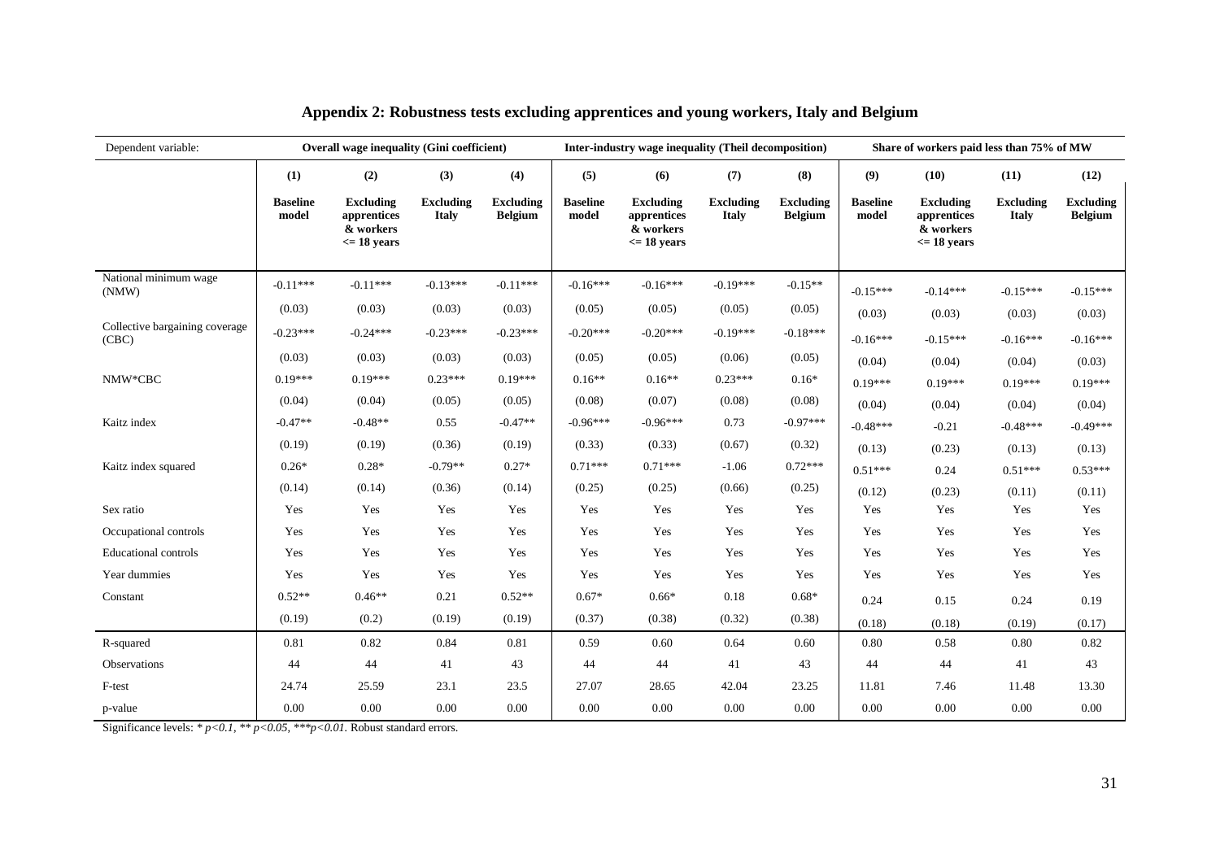## Appendix 2: Robustness tests excluding apprentices and young workers, Italy and Belgium

| Dependent variable: | Overall wage inequality (Gini coefficient) | | | | Inter-industry wage inequality (Theil decomposition) | | | | Share of workers paid less than 75% of MW | | | |
|---|---|---|---|---|---|---|---|---|---|---|---|---|
| | (1) | (2) | (3) | (4) | (5) | (6) | (7) | (8) | (9) | (10) | (11) | (12) |
| | **Baseline model** | **Excluding apprentices & workers <= 18 years** | **Excluding Italy** | **Excluding Belgium** | **Baseline model** | **Excluding apprentices & workers <= 18 years** | **Excluding Italy** | **Excluding Belgium** | **Baseline model** | **Excluding apprentices & workers <= 18 years** | **Excluding Italy** | **Excluding Belgium** |
| National minimum wage (NMW) | -0.11*** | -0.11*** | -0.13*** | -0.11*** | -0.16*** | -0.16*** | -0.19*** | -0.15** | -0.15*** | -0.14*** | -0.15*** | -0.15*** |
| | (0.03) | (0.03) | (0.03) | (0.03) | (0.05) | (0.05) | (0.05) | (0.05) | (0.03) | (0.03) | (0.03) | (0.03) |
| Collective bargaining coverage (CBC) | -0.23*** | -0.24*** | -0.23*** | -0.23*** | -0.20*** | -0.20*** | -0.19*** | -0.18*** | -0.16*** | -0.15*** | -0.16*** | -0.16*** |
| | (0.03) | (0.03) | (0.03) | (0.03) | (0.05) | (0.05) | (0.06) | (0.05) | (0.04) | (0.04) | (0.04) | (0.03) |
| NMW*CBC | 0.19*** | 0.19*** | 0.23*** | 0.19*** | 0.16** | 0.16** | 0.23*** | 0.16* | 0.19*** | 0.19*** | 0.19*** | 0.19*** |
| | (0.04) | (0.04) | (0.05) | (0.05) | (0.08) | (0.07) | (0.08) | (0.08) | (0.04) | (0.04) | (0.04) | (0.04) |
| Kaitz index | -0.47** | -0.48** | 0.55 | -0.47** | -0.96*** | -0.96*** | 0.73 | -0.97*** | -0.48*** | -0.21 | -0.48*** | -0.49*** |
| | (0.19) | (0.19) | (0.36) | (0.19) | (0.33) | (0.33) | (0.67) | (0.32) | (0.13) | (0.23) | (0.13) | (0.13) |
| Kaitz index squared | 0.26* | 0.28* | -0.79** | 0.27* | 0.71*** | 0.71*** | -1.06 | 0.72*** | 0.51*** | 0.24 | 0.51*** | 0.53*** |
| | (0.14) | (0.14) | (0.36) | (0.14) | (0.25) | (0.25) | (0.66) | (0.25) | (0.12) | (0.23) | (0.11) | (0.11) |
| Sex ratio | Yes | Yes | Yes | Yes | Yes | Yes | Yes | Yes | Yes | Yes | Yes | Yes |
| Occupational controls | Yes | Yes | Yes | Yes | Yes | Yes | Yes | Yes | Yes | Yes | Yes | Yes |
| Educational controls | Yes | Yes | Yes | Yes | Yes | Yes | Yes | Yes | Yes | Yes | Yes | Yes |
| Year dummies | Yes | Yes | Yes | Yes | Yes | Yes | Yes | Yes | Yes | Yes | Yes | Yes |
| Constant | 0.52** | 0.46** | 0.21 | 0.52** | 0.67* | 0.66* | 0.18 | 0.68* | 0.24 | 0.15 | 0.24 | 0.19 |
| | (0.19) | (0.2) | (0.19) | (0.19) | (0.37) | (0.38) | (0.32) | (0.38) | (0.18) | (0.18) | (0.19) | (0.17) |
| R-squared | 0.81 | 0.82 | 0.84 | 0.81 | 0.59 | 0.60 | 0.64 | 0.60 | 0.80 | 0.58 | 0.80 | 0.82 |
| Observations | 44 | 44 | 41 | 43 | 44 | 44 | 41 | 43 | 44 | 44 | 41 | 43 |
| F-test | 24.74 | 25.59 | 23.1 | 23.5 | 27.07 | 28.65 | 42.04 | 23.25 | 11.81 | 7.46 | 11.48 | 13.30 |
| p-value | 0.00 | 0.00 | 0.00 | 0.00 | 0.00 | 0.00 | 0.00 | 0.00 | 0.00 | 0.00 | 0.00 | 0.00 |

Significance levels: * $p<0.1$, ** $p<0.05$, *** $p<0.01$. Robust standard errors.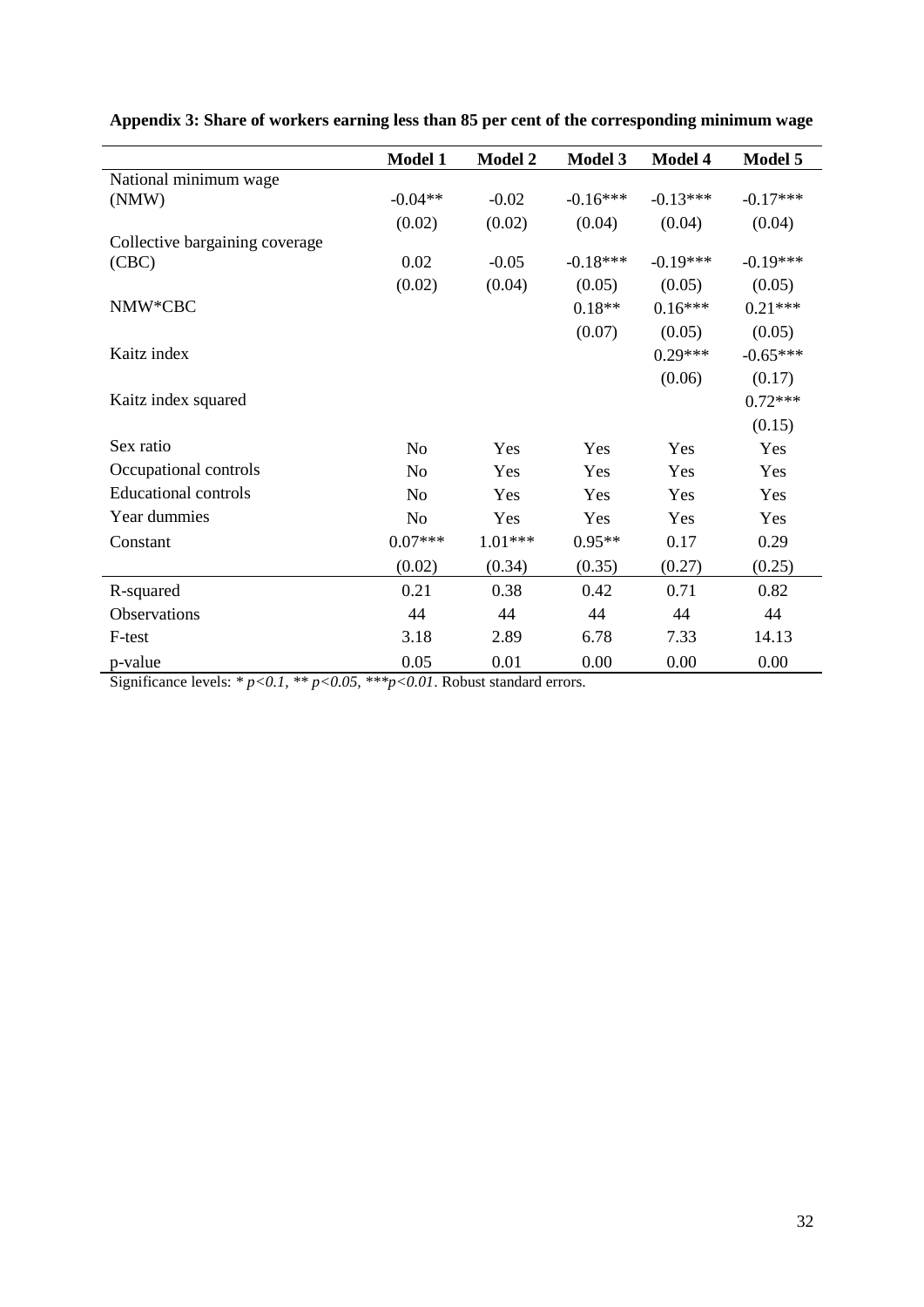**Appendix 3: Share of workers earning less than 85 per cent of the corresponding minimum wage**

| | Model 1 | Model 2 | Model 3 | Model 4 | Model 5 |
|---|---|---|---|---|---|
| National minimum wage (NMW) | -0.04** | -0.02 | -0.16*** | -0.13*** | -0.17*** |
| | (0.02) | (0.02) | (0.04) | (0.04) | (0.04) |
| Collective bargaining coverage (CBC) | 0.02 | -0.05 | -0.18*** | -0.19*** | -0.19*** |
| | (0.02) | (0.04) | (0.05) | (0.05) | (0.05) |
| NMW*CBC | | | 0.18** | 0.16*** | 0.21*** |
| | | | (0.07) | (0.05) | (0.05) |
| Kaitz index | | | | 0.29*** | -0.65*** |
| | | | | (0.06) | (0.17) |
| Kaitz index squared | | | | | 0.72*** |
| | | | | | (0.15) |
| Sex ratio | No | Yes | Yes | Yes | Yes |
| Occupational controls | No | Yes | Yes | Yes | Yes |
| Educational controls | No | Yes | Yes | Yes | Yes |
| Year dummies | No | Yes | Yes | Yes | Yes |
| Constant | 0.07*** | 1.01*** | 0.95** | 0.17 | 0.29 |
| | (0.02) | (0.34) | (0.35) | (0.27) | (0.25) |
| R-squared | 0.21 | 0.38 | 0.42 | 0.71 | 0.82 |
| Observations | 44 | 44 | 44 | 44 | 44 |
| F-test | 3.18 | 2.89 | 6.78 | 7.33 | 14.13 |
| p-value | 0.05 | 0.01 | 0.00 | 0.00 | 0.00 |

Significance levels: * *p<0.1*, ** *p<0.05*, ****p<0.01*. Robust standard errors.